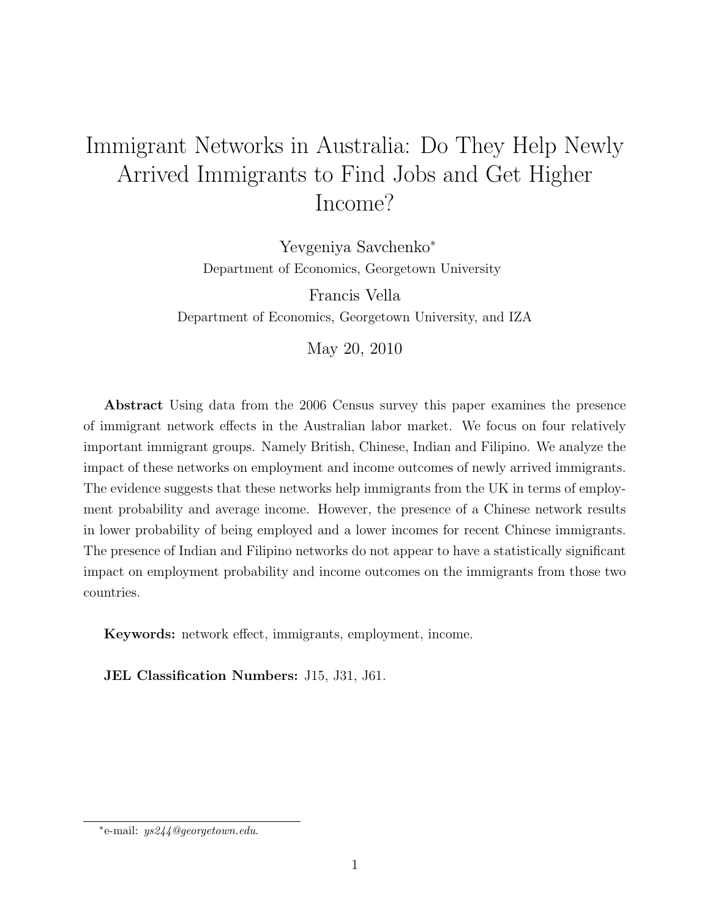# Immigrant Networks in Australia: Do They Help Newly Arrived Immigrants to Find Jobs and Get Higher Income?

Yevgeniya Savchenko*
Department of Economics, Georgetown University

Francis Vella
Department of Economics, Georgetown University, and IZA

May 20, 2010

**Abstract** Using data from the 2006 Census survey this paper examines the presence of immigrant network effects in the Australian labor market. We focus on four relatively important immigrant groups. Namely British, Chinese, Indian and Filipino. We analyze the impact of these networks on employment and income outcomes of newly arrived immigrants. The evidence suggests that these networks help immigrants from the UK in terms of employment probability and average income. However, the presence of a Chinese network results in lower probability of being employed and a lower incomes for recent Chinese immigrants. The presence of Indian and Filipino networks do not appear to have a statistically significant impact on employment probability and income outcomes on the immigrants from those two countries.

**Keywords:** network effect, immigrants, employment, income.

**JEL Classification Numbers:** J15, J31, J61.

---

*e-mail: *ys244@georgetown.edu*.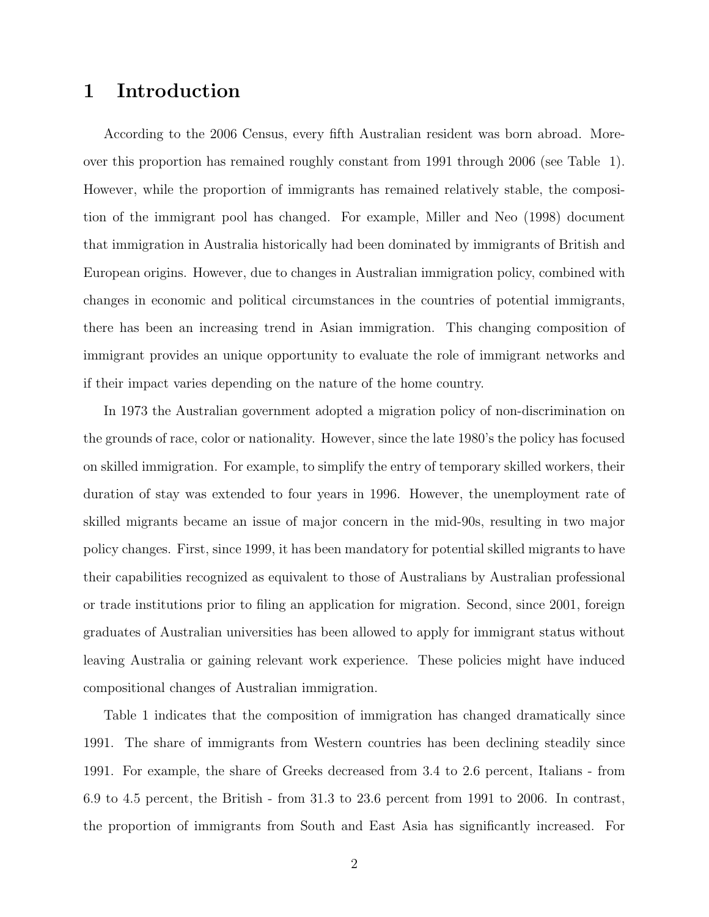# 1 Introduction

According to the 2006 Census, every fifth Australian resident was born abroad. Moreover this proportion has remained roughly constant from 1991 through 2006 (see Table 1). However, while the proportion of immigrants has remained relatively stable, the composition of the immigrant pool has changed. For example, Miller and Neo (1998) document that immigration in Australia historically had been dominated by immigrants of British and European origins. However, due to changes in Australian immigration policy, combined with changes in economic and political circumstances in the countries of potential immigrants, there has been an increasing trend in Asian immigration. This changing composition of immigrant provides an unique opportunity to evaluate the role of immigrant networks and if their impact varies depending on the nature of the home country.

In 1973 the Australian government adopted a migration policy of non-discrimination on the grounds of race, color or nationality. However, since the late 1980's the policy has focused on skilled immigration. For example, to simplify the entry of temporary skilled workers, their duration of stay was extended to four years in 1996. However, the unemployment rate of skilled migrants became an issue of major concern in the mid-90s, resulting in two major policy changes. First, since 1999, it has been mandatory for potential skilled migrants to have their capabilities recognized as equivalent to those of Australians by Australian professional or trade institutions prior to filing an application for migration. Second, since 2001, foreign graduates of Australian universities has been allowed to apply for immigrant status without leaving Australia or gaining relevant work experience. These policies might have induced compositional changes of Australian immigration.

Table 1 indicates that the composition of immigration has changed dramatically since 1991. The share of immigrants from Western countries has been declining steadily since 1991. For example, the share of Greeks decreased from 3.4 to 2.6 percent, Italians - from 6.9 to 4.5 percent, the British - from 31.3 to 23.6 percent from 1991 to 2006. In contrast, the proportion of immigrants from South and East Asia has significantly increased. For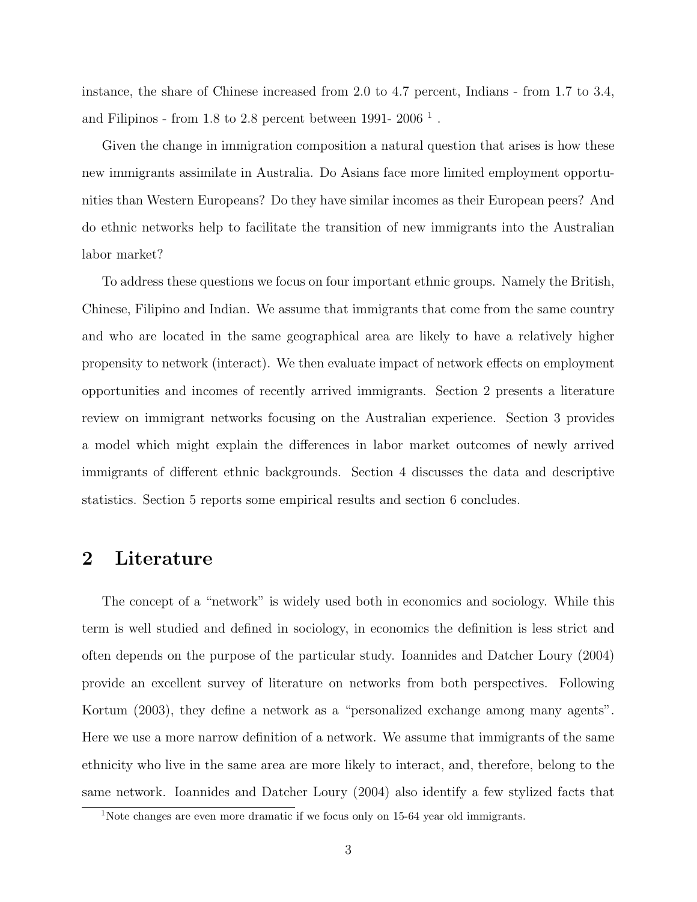instance, the share of Chinese increased from 2.0 to 4.7 percent, Indians - from 1.7 to 3.4, and Filipinos - from 1.8 to 2.8 percent between 1991- 2006 [1] .

Given the change in immigration composition a natural question that arises is how these new immigrants assimilate in Australia. Do Asians face more limited employment opportunities than Western Europeans? Do they have similar incomes as their European peers? And do ethnic networks help to facilitate the transition of new immigrants into the Australian labor market?

To address these questions we focus on four important ethnic groups. Namely the British, Chinese, Filipino and Indian. We assume that immigrants that come from the same country and who are located in the same geographical area are likely to have a relatively higher propensity to network (interact). We then evaluate impact of network effects on employment opportunities and incomes of recently arrived immigrants. Section 2 presents a literature review on immigrant networks focusing on the Australian experience. Section 3 provides a model which might explain the differences in labor market outcomes of newly arrived immigrants of different ethnic backgrounds. Section 4 discusses the data and descriptive statistics. Section 5 reports some empirical results and section 6 concludes.

## 2 Literature

The concept of a "network" is widely used both in economics and sociology. While this term is well studied and defined in sociology, in economics the definition is less strict and often depends on the purpose of the particular study. Ioannides and Datcher Loury (2004) provide an excellent survey of literature on networks from both perspectives. Following Kortum (2003), they define a network as a "personalized exchange among many agents". Here we use a more narrow definition of a network. We assume that immigrants of the same ethnicity who live in the same area are more likely to interact, and, therefore, belong to the same network. Ioannides and Datcher Loury (2004) also identify a few stylized facts that

[1] Note changes are even more dramatic if we focus only on 15-64 year old immigrants.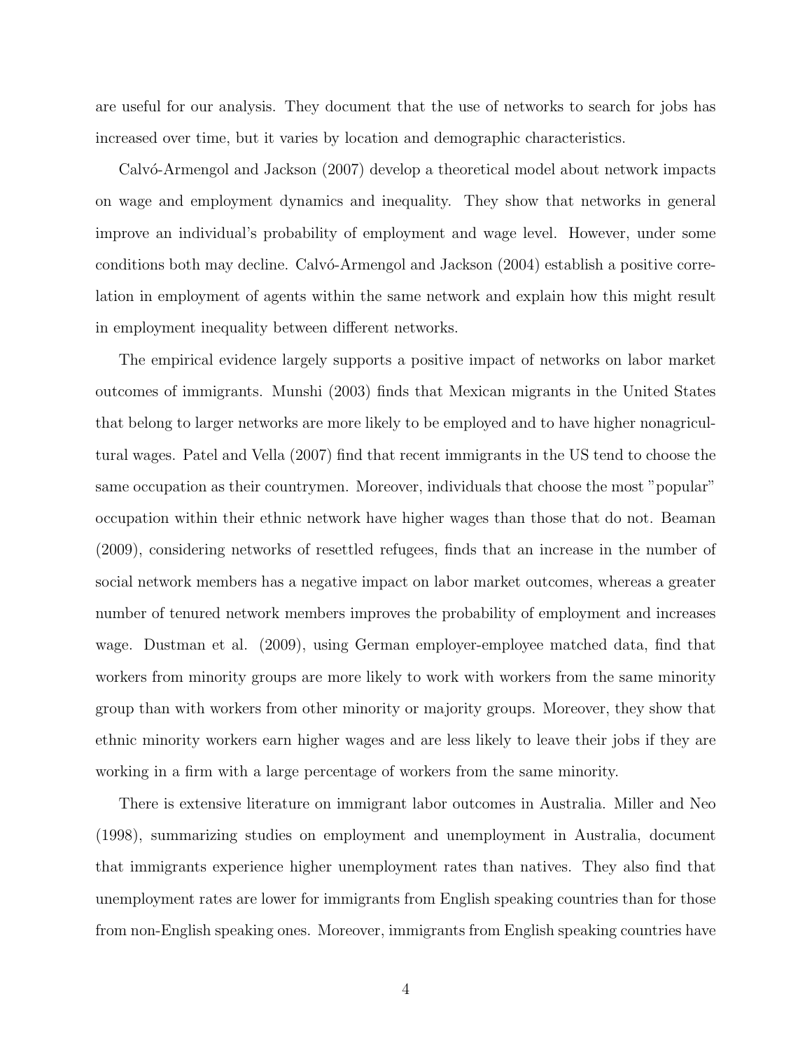are useful for our analysis. They document that the use of networks to search for jobs has increased over time, but it varies by location and demographic characteristics.

Calvó-Armengol and Jackson (2007) develop a theoretical model about network impacts on wage and employment dynamics and inequality. They show that networks in general improve an individual's probability of employment and wage level. However, under some conditions both may decline. Calvó-Armengol and Jackson (2004) establish a positive correlation in employment of agents within the same network and explain how this might result in employment inequality between different networks.

The empirical evidence largely supports a positive impact of networks on labor market outcomes of immigrants. Munshi (2003) finds that Mexican migrants in the United States that belong to larger networks are more likely to be employed and to have higher nonagricultural wages. Patel and Vella (2007) find that recent immigrants in the US tend to choose the same occupation as their countrymen. Moreover, individuals that choose the most "popular" occupation within their ethnic network have higher wages than those that do not. Beaman (2009), considering networks of resettled refugees, finds that an increase in the number of social network members has a negative impact on labor market outcomes, whereas a greater number of tenured network members improves the probability of employment and increases wage. Dustman et al. (2009), using German employer-employee matched data, find that workers from minority groups are more likely to work with workers from the same minority group than with workers from other minority or majority groups. Moreover, they show that ethnic minority workers earn higher wages and are less likely to leave their jobs if they are working in a firm with a large percentage of workers from the same minority.

There is extensive literature on immigrant labor outcomes in Australia. Miller and Neo (1998), summarizing studies on employment and unemployment in Australia, document that immigrants experience higher unemployment rates than natives. They also find that unemployment rates are lower for immigrants from English speaking countries than for those from non-English speaking ones. Moreover, immigrants from English speaking countries have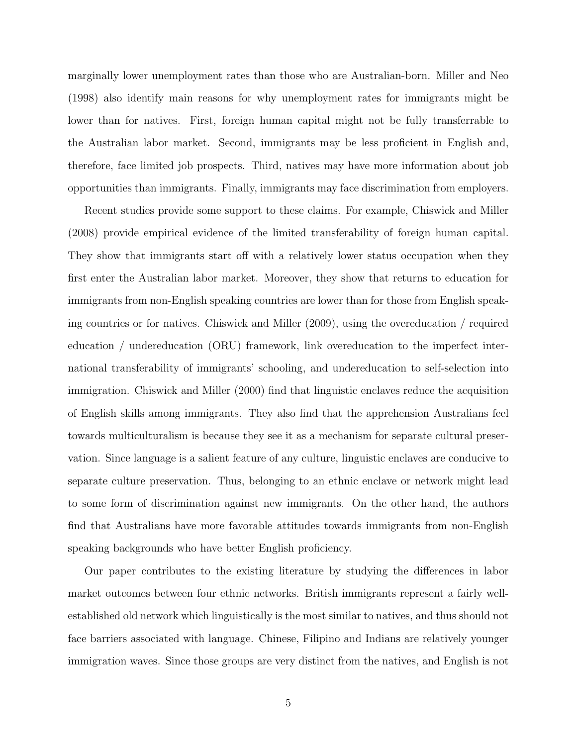marginally lower unemployment rates than those who are Australian-born. Miller and Neo (1998) also identify main reasons for why unemployment rates for immigrants might be lower than for natives. First, foreign human capital might not be fully transferrable to the Australian labor market. Second, immigrants may be less proficient in English and, therefore, face limited job prospects. Third, natives may have more information about job opportunities than immigrants. Finally, immigrants may face discrimination from employers.

Recent studies provide some support to these claims. For example, Chiswick and Miller (2008) provide empirical evidence of the limited transferability of foreign human capital. They show that immigrants start off with a relatively lower status occupation when they first enter the Australian labor market. Moreover, they show that returns to education for immigrants from non-English speaking countries are lower than for those from English speaking countries or for natives. Chiswick and Miller (2009), using the overeducation / required education / undereducation (ORU) framework, link overeducation to the imperfect international transferability of immigrants' schooling, and undereducation to self-selection into immigration. Chiswick and Miller (2000) find that linguistic enclaves reduce the acquisition of English skills among immigrants. They also find that the apprehension Australians feel towards multiculturalism is because they see it as a mechanism for separate cultural preservation. Since language is a salient feature of any culture, linguistic enclaves are conducive to separate culture preservation. Thus, belonging to an ethnic enclave or network might lead to some form of discrimination against new immigrants. On the other hand, the authors find that Australians have more favorable attitudes towards immigrants from non-English speaking backgrounds who have better English proficiency.

Our paper contributes to the existing literature by studying the differences in labor market outcomes between four ethnic networks. British immigrants represent a fairly well-established old network which linguistically is the most similar to natives, and thus should not face barriers associated with language. Chinese, Filipino and Indians are relatively younger immigration waves. Since those groups are very distinct from the natives, and English is not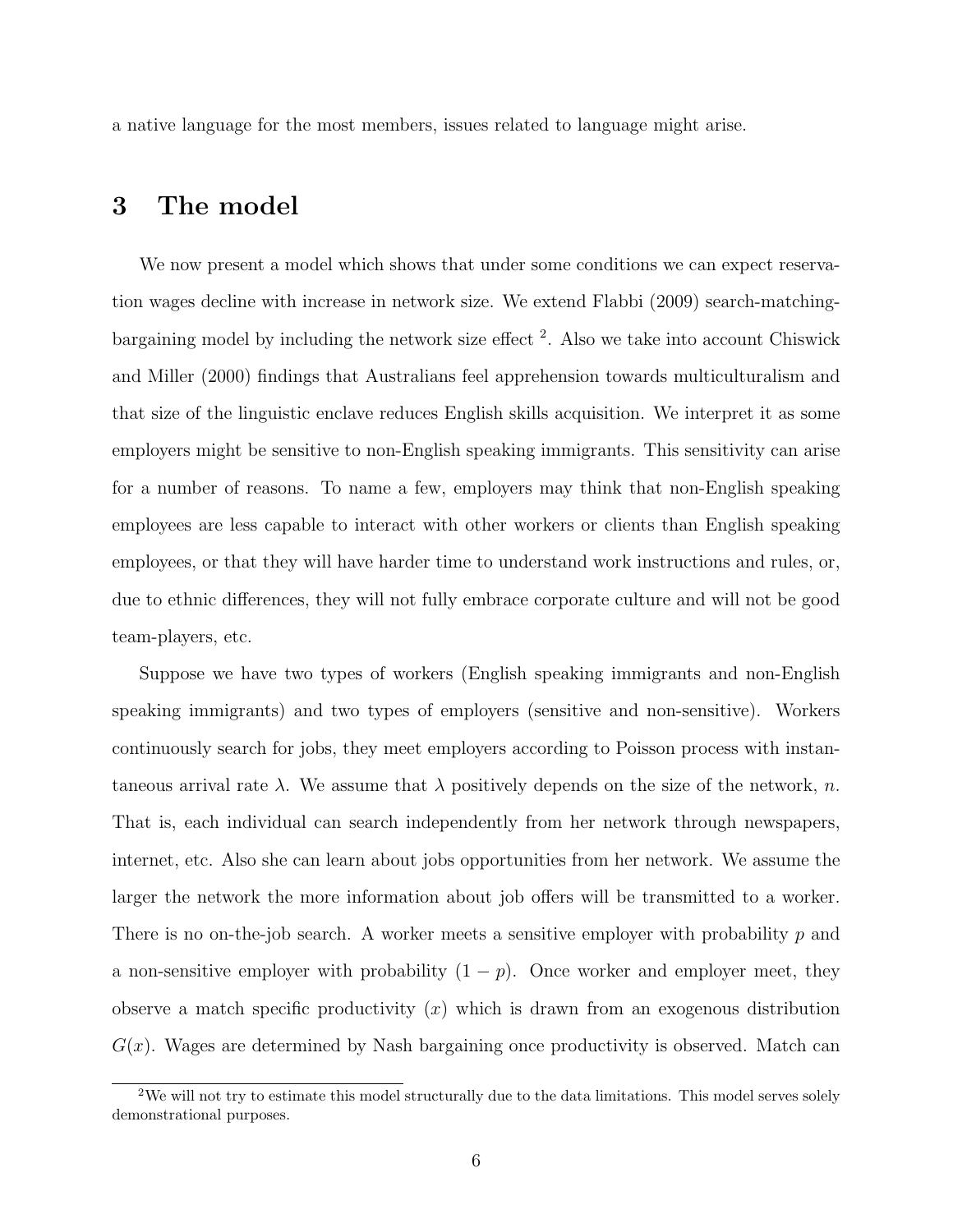a native language for the most members, issues related to language might arise.

# 3 The model

We now present a model which shows that under some conditions we can expect reservation wages decline with increase in network size. We extend Flabbi (2009) search-matching-bargaining model by including the network size effect [2]. Also we take into account Chiswick and Miller (2000) findings that Australians feel apprehension towards multiculturalism and that size of the linguistic enclave reduces English skills acquisition. We interpret it as some employers might be sensitive to non-English speaking immigrants. This sensitivity can arise for a number of reasons. To name a few, employers may think that non-English speaking employees are less capable to interact with other workers or clients than English speaking employees, or that they will have harder time to understand work instructions and rules, or, due to ethnic differences, they will not fully embrace corporate culture and will not be good team-players, etc.

Suppose we have two types of workers (English speaking immigrants and non-English speaking immigrants) and two types of employers (sensitive and non-sensitive). Workers continuously search for jobs, they meet employers according to Poisson process with instantaneous arrival rate $\lambda$. We assume that $\lambda$ positively depends on the size of the network, $n$. That is, each individual can search independently from her network through newspapers, internet, etc. Also she can learn about jobs opportunities from her network. We assume the larger the network the more information about job offers will be transmitted to a worker. There is no on-the-job search. A worker meets a sensitive employer with probability $p$ and a non-sensitive employer with probability $(1-p)$. Once worker and employer meet, they observe a match specific productivity $(x)$ which is drawn from an exogenous distribution $G(x)$. Wages are determined by Nash bargaining once productivity is observed. Match can

[2] We will not try to estimate this model structurally due to the data limitations. This model serves solely demonstrational purposes.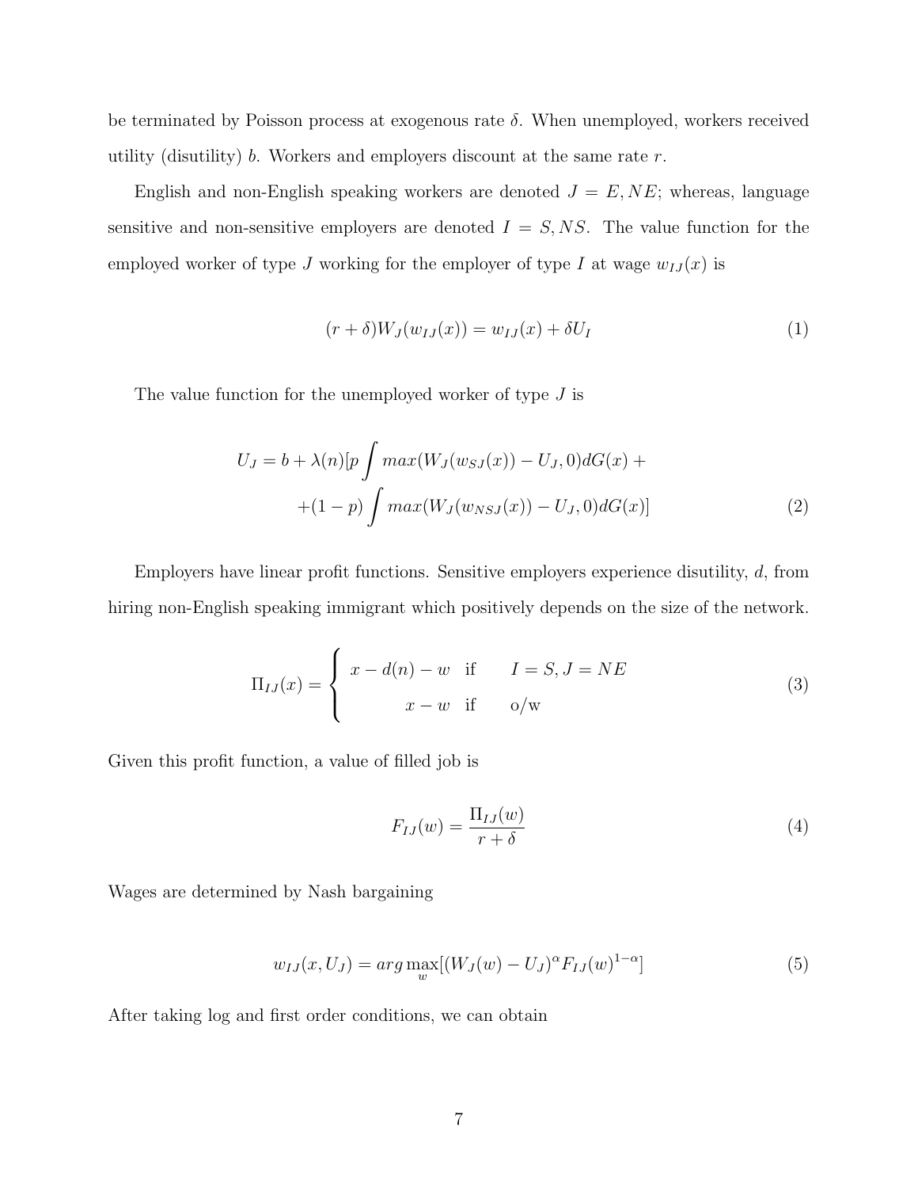be terminated by Poisson process at exogenous rate $\delta$. When unemployed, workers received utility (disutility) $b$. Workers and employers discount at the same rate $r$.

English and non-English speaking workers are denoted $J = E, NE$; whereas, language sensitive and non-sensitive employers are denoted $I = S, NS$. The value function for the employed worker of type $J$ working for the employer of type $I$ at wage $w_{IJ}(x)$ is

$$(r + \delta)W_J(w_{IJ}(x)) = w_{IJ}(x) + \delta U_I \tag{1}$$

The value function for the unemployed worker of type $J$ is

$$\begin{aligned} U_J = b + \lambda(n)[p \int max(W_J(w_{SJ}(x)) - U_J, 0)dG(x) + \\ +(1-p) \int max(W_J(w_{NSJ}(x)) - U_J, 0)dG(x)] \end{aligned} \tag{2}$$

Employers have linear profit functions. Sensitive employers experience disutility, $d$, from hiring non-English speaking immigrant which positively depends on the size of the network.

$$\Pi_{IJ}(x) = \begin{cases} x - d(n) - w & \text{if} \quad I = S, J = NE \\ x - w & \text{if} \quad \text{o/w} \end{cases} \tag{3}$$

Given this profit function, a value of filled job is

$$F_{IJ}(w) = \frac{\Pi_{IJ}(w)}{r + \delta} \tag{4}$$

Wages are determined by Nash bargaining

$$w_{IJ}(x, U_J) = arg \max_w [(W_J(w) - U_J)^{\alpha} F_{IJ}(w)^{1-\alpha}] \tag{5}$$

After taking log and first order conditions, we can obtain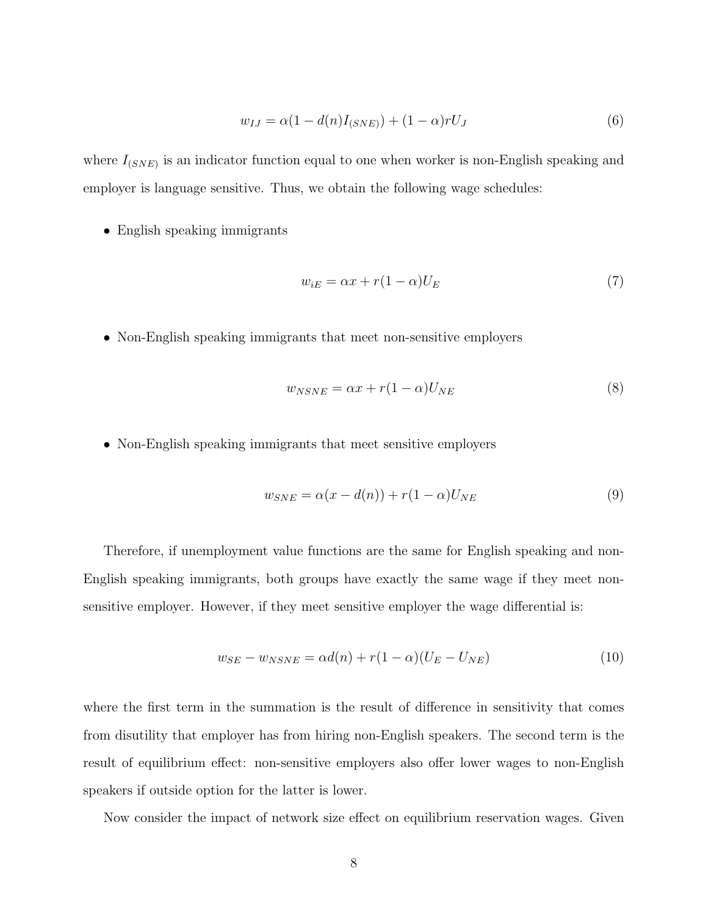$$w_{IJ} = \alpha(1 - d(n)I_{(SNE)}) + (1 - \alpha)rU_J \tag{6}$$

where $I_{(SNE)}$ is an indicator function equal to one when worker is non-English speaking and employer is language sensitive. Thus, we obtain the following wage schedules:

- English speaking immigrants

$$w_{iE} = \alpha x + r(1 - \alpha)U_E \tag{7}$$

- Non-English speaking immigrants that meet non-sensitive employers

$$w_{NSNE} = \alpha x + r(1 - \alpha)U_{NE} \tag{8}$$

- Non-English speaking immigrants that meet sensitive employers

$$w_{SNE} = \alpha(x - d(n)) + r(1 - \alpha)U_{NE} \tag{9}$$

Therefore, if unemployment value functions are the same for English speaking and non-English speaking immigrants, both groups have exactly the same wage if they meet non-sensitive employer. However, if they meet sensitive employer the wage differential is:

$$w_{SE} - w_{NSNE} = \alpha d(n) + r(1 - \alpha)(U_E - U_{NE}) \tag{10}$$

where the first term in the summation is the result of difference in sensitivity that comes from disutility that employer has from hiring non-English speakers. The second term is the result of equilibrium effect: non-sensitive employers also offer lower wages to non-English speakers if outside option for the latter is lower.

Now consider the impact of network size effect on equilibrium reservation wages. Given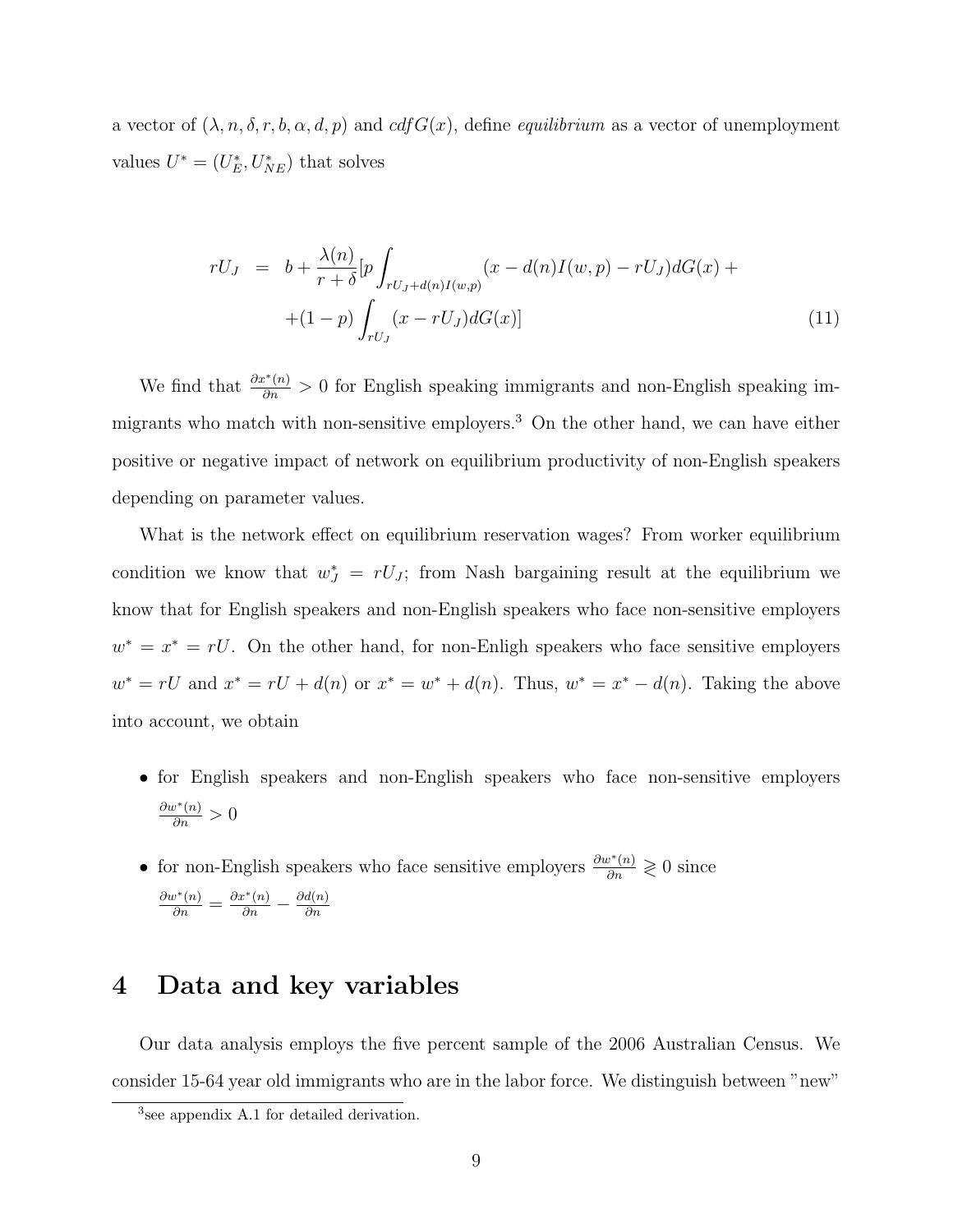a vector of $(\lambda, n, \delta, r, b, \alpha, d, p)$ and $cdf G(x)$, define *equilibrium* as a vector of unemployment values $U^* = (U^*_E, U^*_{NE})$ that solves

$$
\begin{aligned}
rU_J &= b + \frac{\lambda(n)}{r+\delta}[p \int_{rU_J + d(n)I(w,p)} (x - d(n)I(w,p) - rU_J) dG(x) + \\
&\quad + (1-p) \int_{rU_J} (x - rU_J) dG(x)]
\end{aligned} \tag{11}
$$

We find that $\frac{\partial x^*(n)}{\partial n} > 0$ for English speaking immigrants and non-English speaking immigrants who match with non-sensitive employers.[3] On the other hand, we can have either positive or negative impact of network on equilibrium productivity of non-English speakers depending on parameter values.

What is the network effect on equilibrium reservation wages? From worker equilibrium condition we know that $w^*_J = rU_J$; from Nash bargaining result at the equilibrium we know that for English speakers and non-English speakers who face non-sensitive employers $w^* = x^* = rU$. On the other hand, for non-Enligh speakers who face sensitive employers $w^* = rU$ and $x^* = rU + d(n)$ or $x^* = w^* + d(n)$. Thus, $w^* = x^* - d(n)$. Taking the above into account, we obtain

- for English speakers and non-English speakers who face non-sensitive employers $\frac{\partial w^*(n)}{\partial n} > 0$
- for non-English speakers who face sensitive employers $\frac{\partial w^*(n)}{\partial n} \gtreqless 0$ since $\frac{\partial w^*(n)}{\partial n} = \frac{\partial x^*(n)}{\partial n} - \frac{\partial d(n)}{\partial n}$

# 4 Data and key variables

Our data analysis employs the five percent sample of the 2006 Australian Census. We consider 15-64 year old immigrants who are in the labor force. We distinguish between "new"

[3] see appendix A.1 for detailed derivation.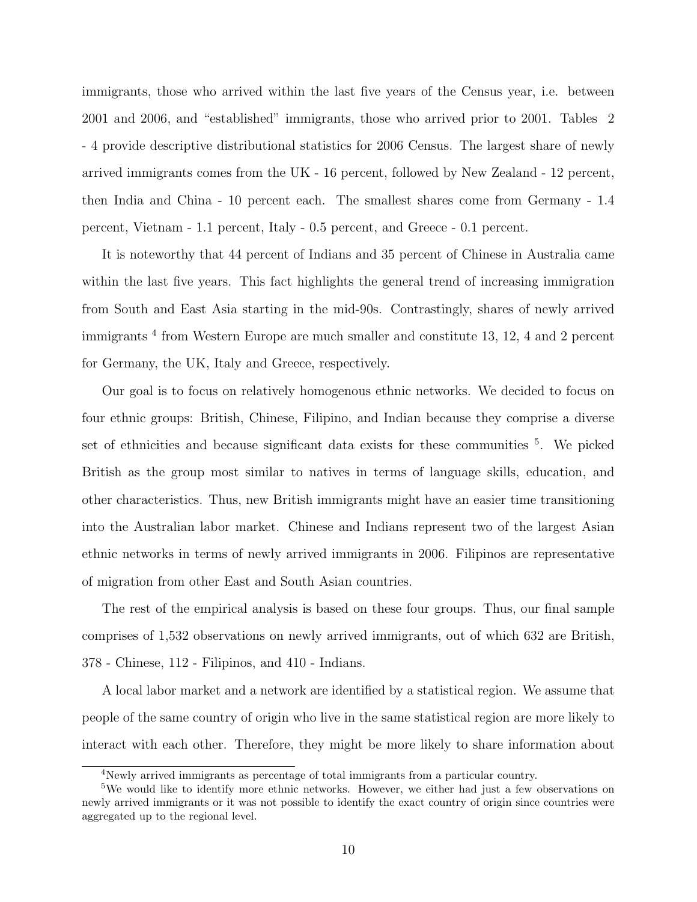immigrants, those who arrived within the last five years of the Census year, i.e. between 2001 and 2006, and "established" immigrants, those who arrived prior to 2001. Tables 2 - 4 provide descriptive distributional statistics for 2006 Census. The largest share of newly arrived immigrants comes from the UK - 16 percent, followed by New Zealand - 12 percent, then India and China - 10 percent each. The smallest shares come from Germany - 1.4 percent, Vietnam - 1.1 percent, Italy - 0.5 percent, and Greece - 0.1 percent.

It is noteworthy that 44 percent of Indians and 35 percent of Chinese in Australia came within the last five years. This fact highlights the general trend of increasing immigration from South and East Asia starting in the mid-90s. Contrastingly, shares of newly arrived immigrants [4] from Western Europe are much smaller and constitute 13, 12, 4 and 2 percent for Germany, the UK, Italy and Greece, respectively.

Our goal is to focus on relatively homogenous ethnic networks. We decided to focus on four ethnic groups: British, Chinese, Filipino, and Indian because they comprise a diverse set of ethnicities and because significant data exists for these communities [5]. We picked British as the group most similar to natives in terms of language skills, education, and other characteristics. Thus, new British immigrants might have an easier time transitioning into the Australian labor market. Chinese and Indians represent two of the largest Asian ethnic networks in terms of newly arrived immigrants in 2006. Filipinos are representative of migration from other East and South Asian countries.

The rest of the empirical analysis is based on these four groups. Thus, our final sample comprises of 1,532 observations on newly arrived immigrants, out of which 632 are British, 378 - Chinese, 112 - Filipinos, and 410 - Indians.

A local labor market and a network are identified by a statistical region. We assume that people of the same country of origin who live in the same statistical region are more likely to interact with each other. Therefore, they might be more likely to share information about

[4] Newly arrived immigrants as percentage of total immigrants from a particular country.

[5] We would like to identify more ethnic networks. However, we either had just a few observations on newly arrived immigrants or it was not possible to identify the exact country of origin since countries were aggregated up to the regional level.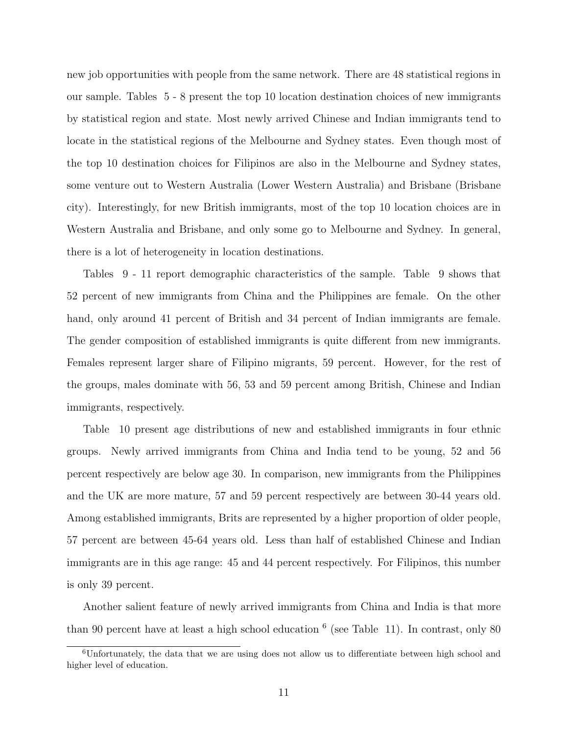new job opportunities with people from the same network. There are 48 statistical regions in our sample. Tables 5 - 8 present the top 10 location destination choices of new immigrants by statistical region and state. Most newly arrived Chinese and Indian immigrants tend to locate in the statistical regions of the Melbourne and Sydney states. Even though most of the top 10 destination choices for Filipinos are also in the Melbourne and Sydney states, some venture out to Western Australia (Lower Western Australia) and Brisbane (Brisbane city). Interestingly, for new British immigrants, most of the top 10 location choices are in Western Australia and Brisbane, and only some go to Melbourne and Sydney. In general, there is a lot of heterogeneity in location destinations.

Tables 9 - 11 report demographic characteristics of the sample. Table 9 shows that 52 percent of new immigrants from China and the Philippines are female. On the other hand, only around 41 percent of British and 34 percent of Indian immigrants are female. The gender composition of established immigrants is quite different from new immigrants. Females represent larger share of Filipino migrants, 59 percent. However, for the rest of the groups, males dominate with 56, 53 and 59 percent among British, Chinese and Indian immigrants, respectively.

Table 10 present age distributions of new and established immigrants in four ethnic groups. Newly arrived immigrants from China and India tend to be young, 52 and 56 percent respectively are below age 30. In comparison, new immigrants from the Philippines and the UK are more mature, 57 and 59 percent respectively are between 30-44 years old. Among established immigrants, Brits are represented by a higher proportion of older people, 57 percent are between 45-64 years old. Less than half of established Chinese and Indian immigrants are in this age range: 45 and 44 percent respectively. For Filipinos, this number is only 39 percent.

Another salient feature of newly arrived immigrants from China and India is that more than 90 percent have at least a high school education [6] (see Table 11). In contrast, only 80

[6] Unfortunately, the data that we are using does not allow us to differentiate between high school and higher level of education.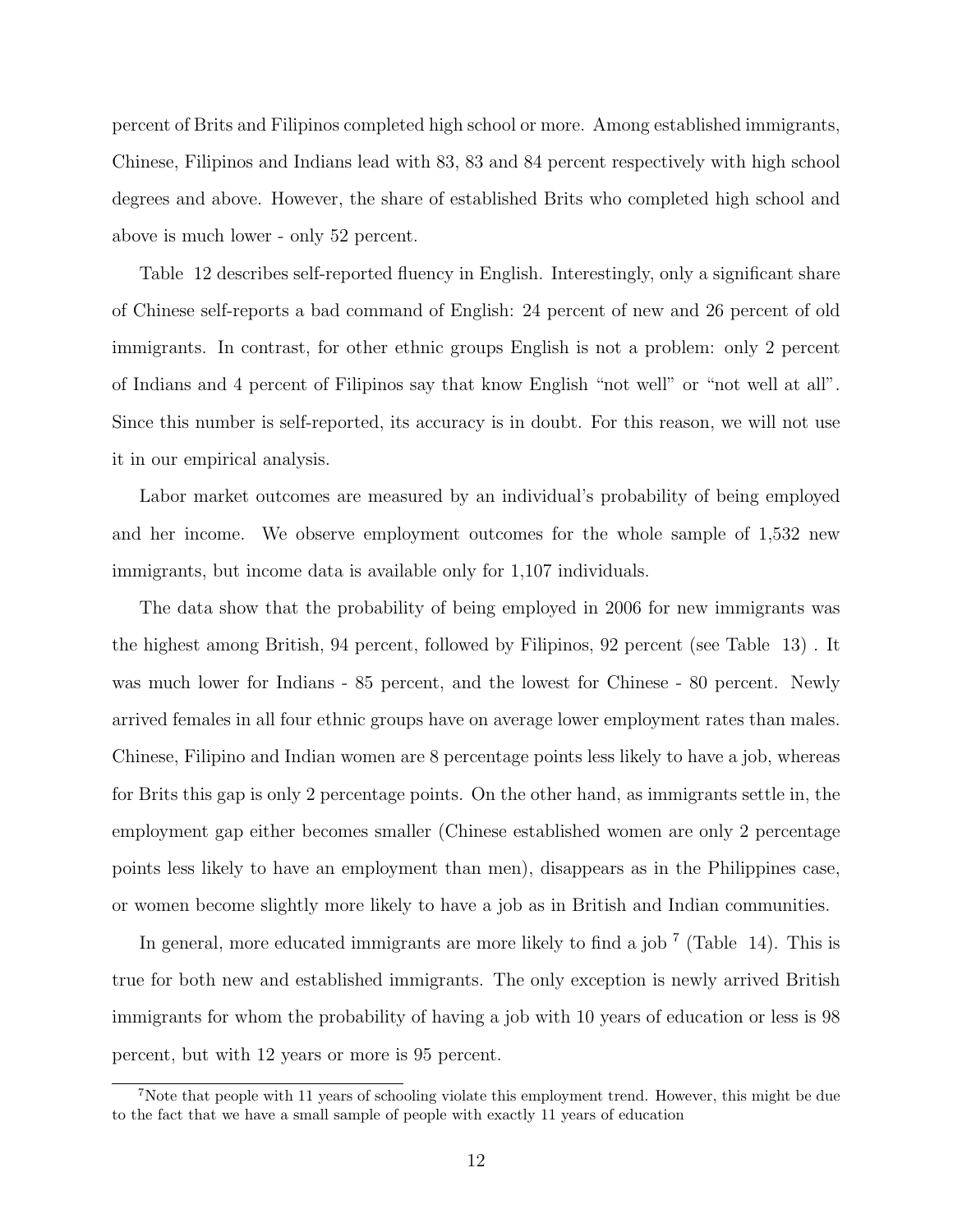percent of Brits and Filipinos completed high school or more. Among established immigrants, Chinese, Filipinos and Indians lead with 83, 83 and 84 percent respectively with high school degrees and above. However, the share of established Brits who completed high school and above is much lower - only 52 percent.

Table 12 describes self-reported fluency in English. Interestingly, only a significant share of Chinese self-reports a bad command of English: 24 percent of new and 26 percent of old immigrants. In contrast, for other ethnic groups English is not a problem: only 2 percent of Indians and 4 percent of Filipinos say that know English "not well" or "not well at all". Since this number is self-reported, its accuracy is in doubt. For this reason, we will not use it in our empirical analysis.

Labor market outcomes are measured by an individual's probability of being employed and her income. We observe employment outcomes for the whole sample of 1,532 new immigrants, but income data is available only for 1,107 individuals.

The data show that the probability of being employed in 2006 for new immigrants was the highest among British, 94 percent, followed by Filipinos, 92 percent (see Table 13) . It was much lower for Indians - 85 percent, and the lowest for Chinese - 80 percent. Newly arrived females in all four ethnic groups have on average lower employment rates than males. Chinese, Filipino and Indian women are 8 percentage points less likely to have a job, whereas for Brits this gap is only 2 percentage points. On the other hand, as immigrants settle in, the employment gap either becomes smaller (Chinese established women are only 2 percentage points less likely to have an employment than men), disappears as in the Philippines case, or women become slightly more likely to have a job as in British and Indian communities.

In general, more educated immigrants are more likely to find a job [7] (Table 14). This is true for both new and established immigrants. The only exception is newly arrived British immigrants for whom the probability of having a job with 10 years of education or less is 98 percent, but with 12 years or more is 95 percent.

[7] Note that people with 11 years of schooling violate this employment trend. However, this might be due to the fact that we have a small sample of people with exactly 11 years of education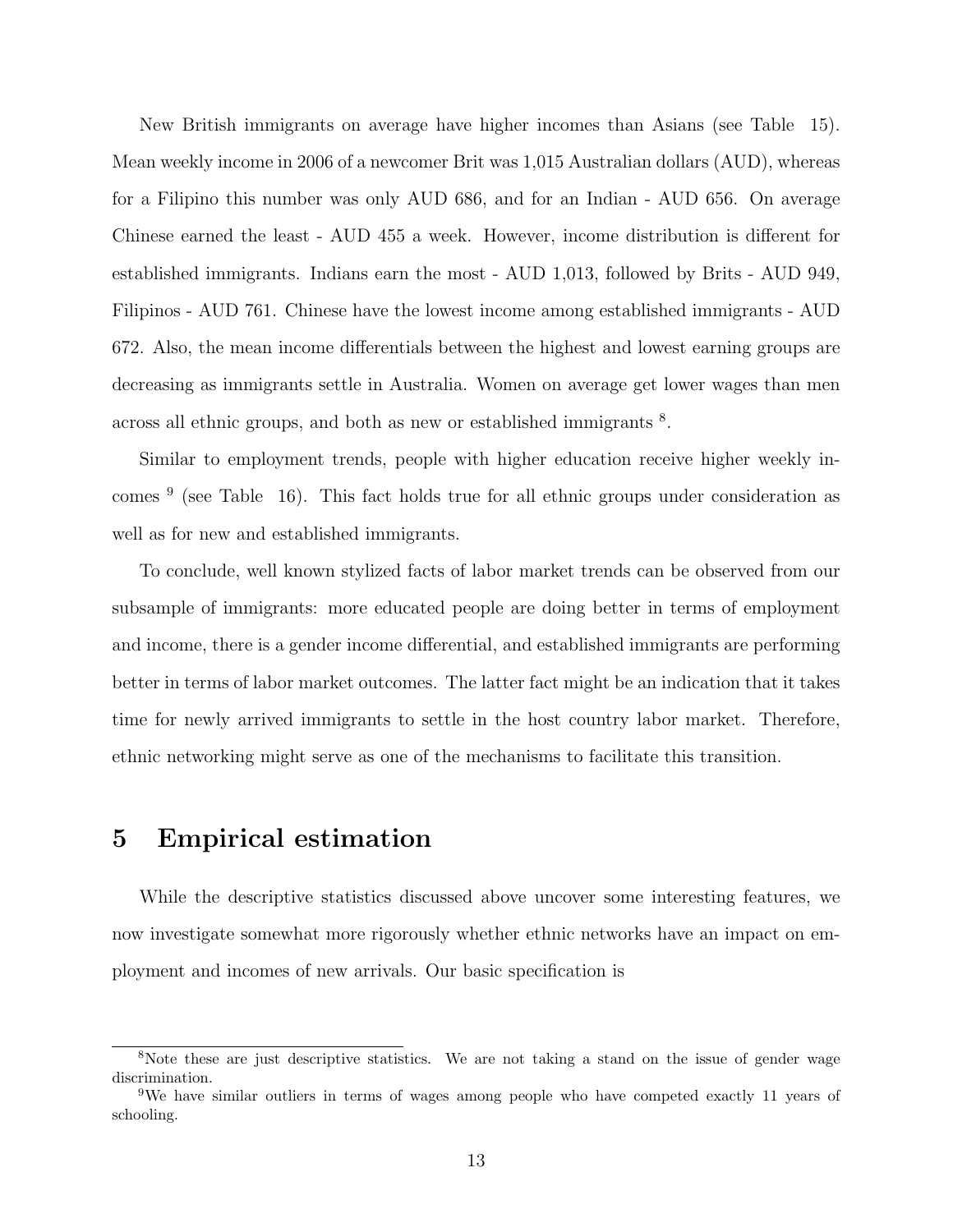New British immigrants on average have higher incomes than Asians (see Table 15). Mean weekly income in 2006 of a newcomer Brit was 1,015 Australian dollars (AUD), whereas for a Filipino this number was only AUD 686, and for an Indian - AUD 656. On average Chinese earned the least - AUD 455 a week. However, income distribution is different for established immigrants. Indians earn the most - AUD 1,013, followed by Brits - AUD 949, Filipinos - AUD 761. Chinese have the lowest income among established immigrants - AUD 672. Also, the mean income differentials between the highest and lowest earning groups are decreasing as immigrants settle in Australia. Women on average get lower wages than men across all ethnic groups, and both as new or established immigrants [8].

Similar to employment trends, people with higher education receive higher weekly incomes [9] (see Table 16). This fact holds true for all ethnic groups under consideration as well as for new and established immigrants.

To conclude, well known stylized facts of labor market trends can be observed from our subsample of immigrants: more educated people are doing better in terms of employment and income, there is a gender income differential, and established immigrants are performing better in terms of labor market outcomes. The latter fact might be an indication that it takes time for newly arrived immigrants to settle in the host country labor market. Therefore, ethnic networking might serve as one of the mechanisms to facilitate this transition.

## 5 Empirical estimation

While the descriptive statistics discussed above uncover some interesting features, we now investigate somewhat more rigorously whether ethnic networks have an impact on employment and incomes of new arrivals. Our basic specification is

---

[8] Note these are just descriptive statistics. We are not taking a stand on the issue of gender wage discrimination.

[9] We have similar outliers in terms of wages among people who have competed exactly 11 years of schooling.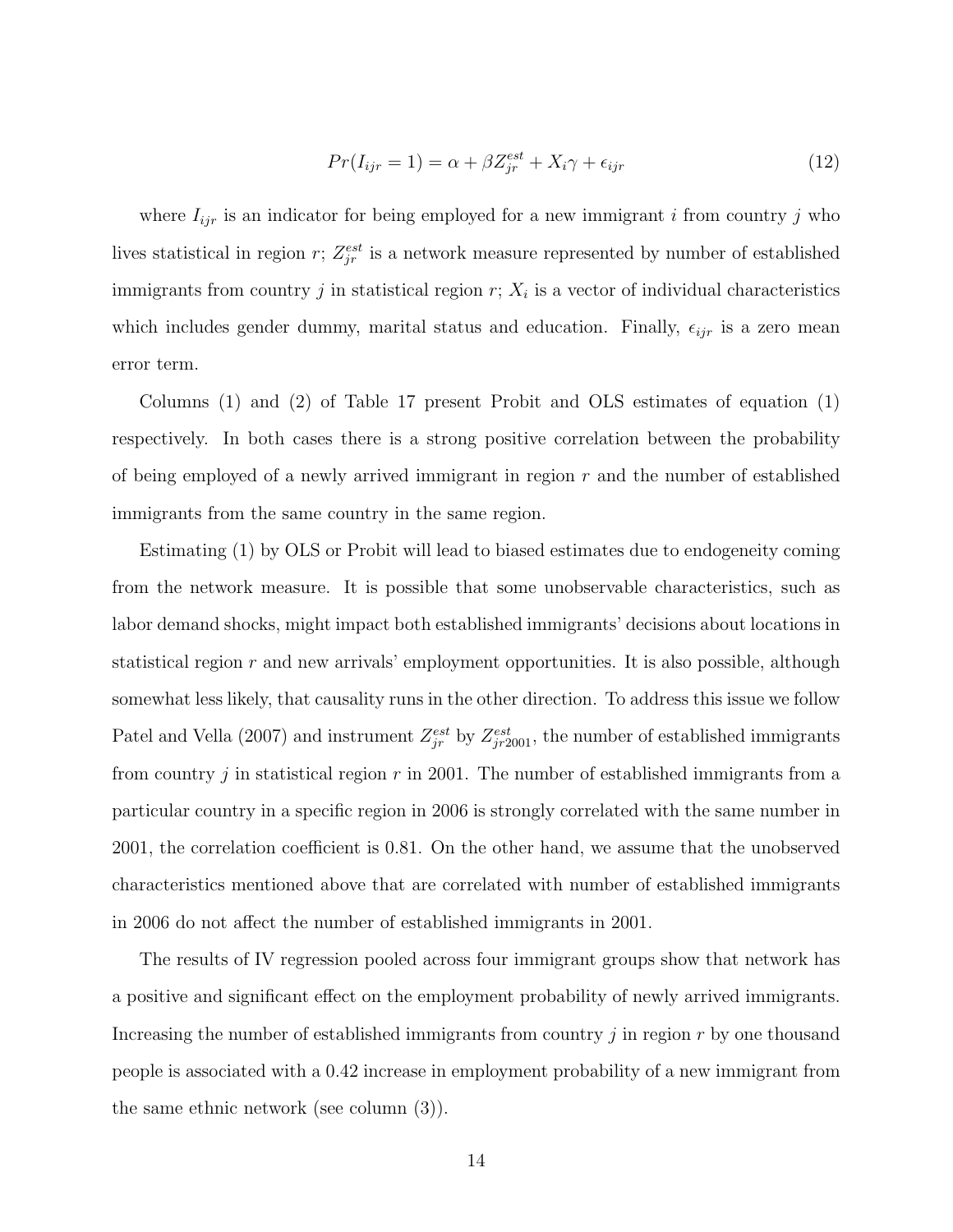$$Pr(I_{ijr} = 1) = \alpha + \beta Z_{jr}^{est} + X_i\gamma + \epsilon_{ijr} \tag{12}$$

where $I_{ijr}$ is an indicator for being employed for a new immigrant $i$ from country $j$ who lives statistical in region $r$; $Z_{jr}^{est}$ is a network measure represented by number of established immigrants from country $j$ in statistical region $r$; $X_i$ is a vector of individual characteristics which includes gender dummy, marital status and education. Finally, $\epsilon_{ijr}$ is a zero mean error term.

Columns (1) and (2) of Table 17 present Probit and OLS estimates of equation (1) respectively. In both cases there is a strong positive correlation between the probability of being employed of a newly arrived immigrant in region $r$ and the number of established immigrants from the same country in the same region.

Estimating (1) by OLS or Probit will lead to biased estimates due to endogeneity coming from the network measure. It is possible that some unobservable characteristics, such as labor demand shocks, might impact both established immigrants' decisions about locations in statistical region $r$ and new arrivals' employment opportunities. It is also possible, although somewhat less likely, that causality runs in the other direction. To address this issue we follow Patel and Vella (2007) and instrument $Z_{jr}^{est}$ by $Z_{jr2001}^{est}$, the number of established immigrants from country $j$ in statistical region $r$ in 2001. The number of established immigrants from a particular country in a specific region in 2006 is strongly correlated with the same number in 2001, the correlation coefficient is 0.81. On the other hand, we assume that the unobserved characteristics mentioned above that are correlated with number of established immigrants in 2006 do not affect the number of established immigrants in 2001.

The results of IV regression pooled across four immigrant groups show that network has a positive and significant effect on the employment probability of newly arrived immigrants. Increasing the number of established immigrants from country $j$ in region $r$ by one thousand people is associated with a 0.42 increase in employment probability of a new immigrant from the same ethnic network (see column (3)).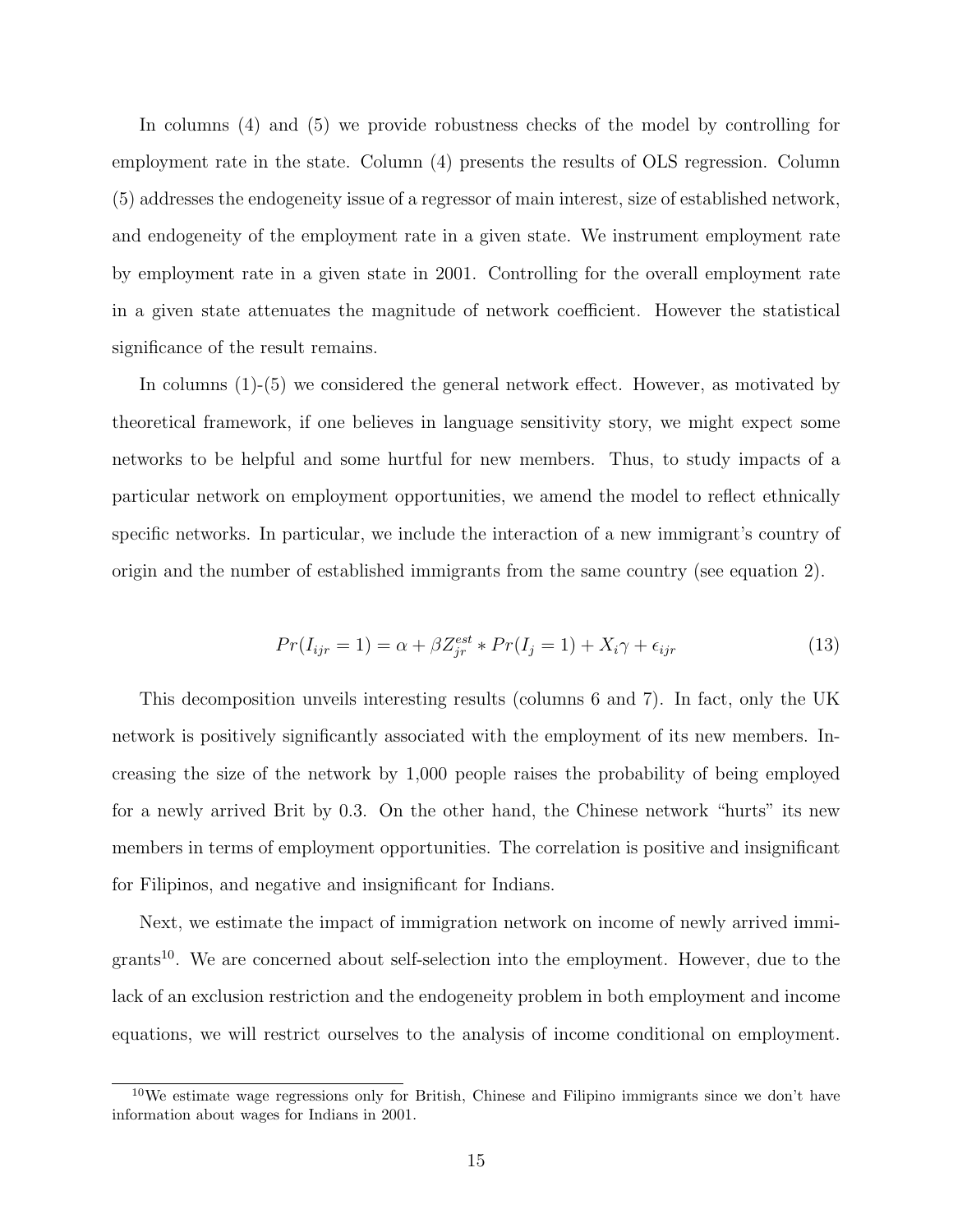In columns (4) and (5) we provide robustness checks of the model by controlling for employment rate in the state. Column (4) presents the results of OLS regression. Column (5) addresses the endogeneity issue of a regressor of main interest, size of established network, and endogeneity of the employment rate in a given state. We instrument employment rate by employment rate in a given state in 2001. Controlling for the overall employment rate in a given state attenuates the magnitude of network coefficient. However the statistical significance of the result remains.

In columns (1)-(5) we considered the general network effect. However, as motivated by theoretical framework, if one believes in language sensitivity story, we might expect some networks to be helpful and some hurtful for new members. Thus, to study impacts of a particular network on employment opportunities, we amend the model to reflect ethnically specific networks. In particular, we include the interaction of a new immigrant's country of origin and the number of established immigrants from the same country (see equation 2).

$$Pr(I_{ijr} = 1) = \alpha + \beta Z_{jr}^{est} * Pr(I_j = 1) + X_i\gamma + \epsilon_{ijr} \tag{13}$$

This decomposition unveils interesting results (columns 6 and 7). In fact, only the UK network is positively significantly associated with the employment of its new members. Increasing the size of the network by 1,000 people raises the probability of being employed for a newly arrived Brit by 0.3. On the other hand, the Chinese network "hurts" its new members in terms of employment opportunities. The correlation is positive and insignificant for Filipinos, and negative and insignificant for Indians.

Next, we estimate the impact of immigration network on income of newly arrived immigrants[10]. We are concerned about self-selection into the employment. However, due to the lack of an exclusion restriction and the endogeneity problem in both employment and income equations, we will restrict ourselves to the analysis of income conditional on employment.

[10]We estimate wage regressions only for British, Chinese and Filipino immigrants since we don't have information about wages for Indians in 2001.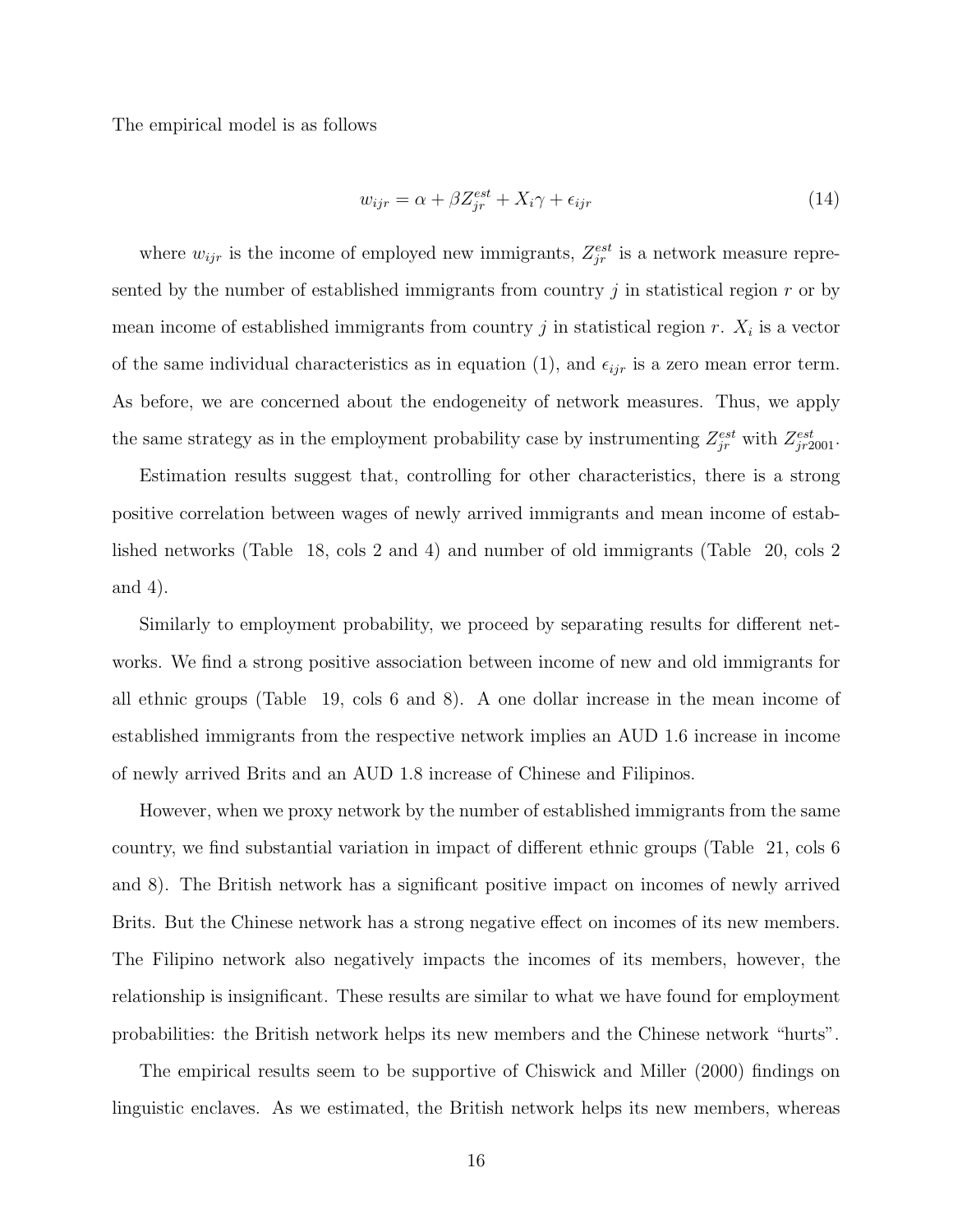The empirical model is as follows

$$w_{ijr} = \alpha + \beta Z_{jr}^{est} + X_i \gamma + \epsilon_{ijr} \tag{14}$$

where $w_{ijr}$ is the income of employed new immigrants, $Z_{jr}^{est}$ is a network measure represented by the number of established immigrants from country $j$ in statistical region $r$ or by mean income of established immigrants from country $j$ in statistical region $r$. $X_i$ is a vector of the same individual characteristics as in equation (1), and $\epsilon_{ijr}$ is a zero mean error term. As before, we are concerned about the endogeneity of network measures. Thus, we apply the same strategy as in the employment probability case by instrumenting $Z_{jr}^{est}$ with $Z_{jr2001}^{est}$.

Estimation results suggest that, controlling for other characteristics, there is a strong positive correlation between wages of newly arrived immigrants and mean income of established networks (Table 18, cols 2 and 4) and number of old immigrants (Table 20, cols 2 and 4).

Similarly to employment probability, we proceed by separating results for different networks. We find a strong positive association between income of new and old immigrants for all ethnic groups (Table 19, cols 6 and 8). A one dollar increase in the mean income of established immigrants from the respective network implies an AUD 1.6 increase in income of newly arrived Brits and an AUD 1.8 increase of Chinese and Filipinos.

However, when we proxy network by the number of established immigrants from the same country, we find substantial variation in impact of different ethnic groups (Table 21, cols 6 and 8). The British network has a significant positive impact on incomes of newly arrived Brits. But the Chinese network has a strong negative effect on incomes of its new members. The Filipino network also negatively impacts the incomes of its members, however, the relationship is insignificant. These results are similar to what we have found for employment probabilities: the British network helps its new members and the Chinese network "hurts".

The empirical results seem to be supportive of Chiswick and Miller (2000) findings on linguistic enclaves. As we estimated, the British network helps its new members, whereas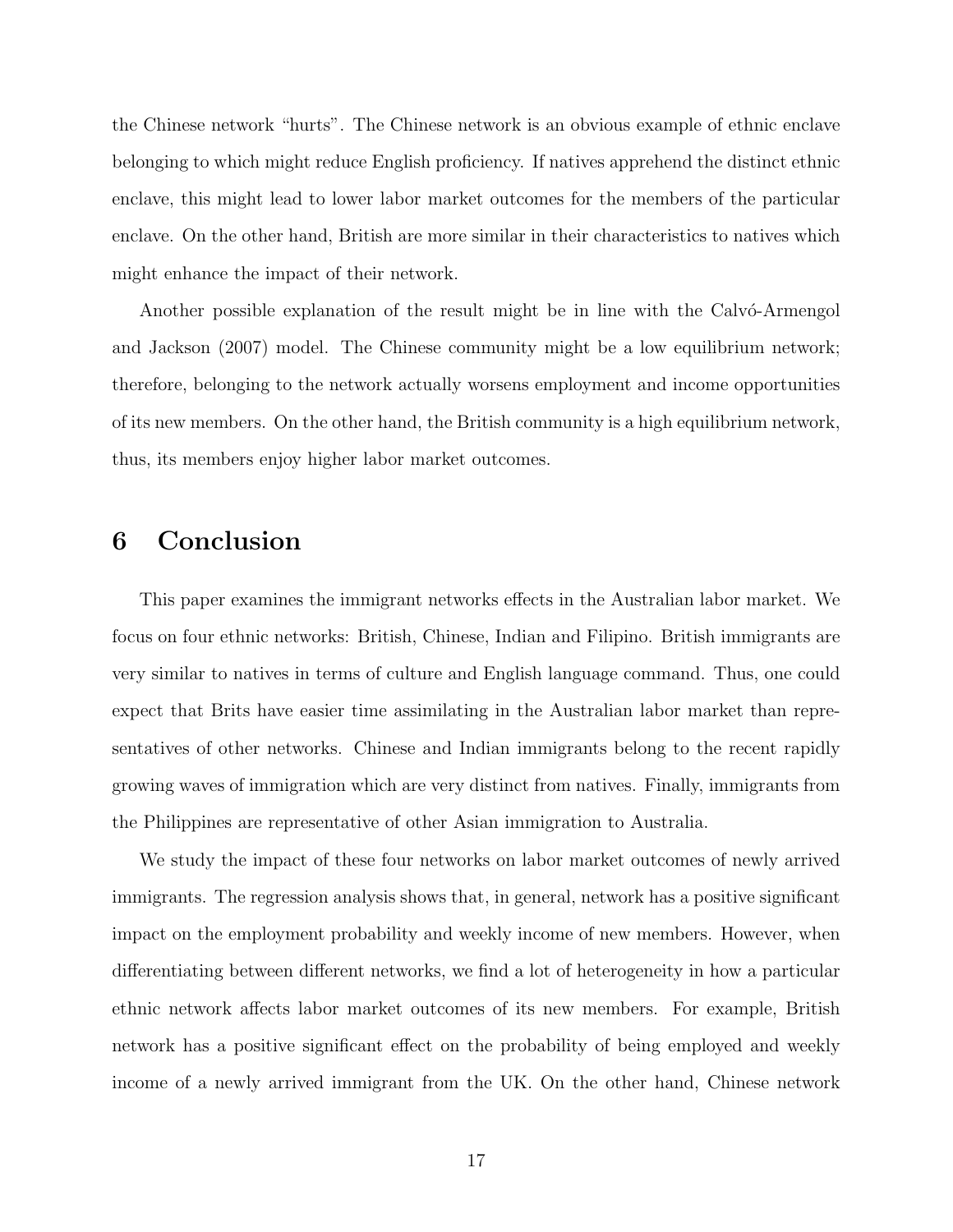the Chinese network "hurts". The Chinese network is an obvious example of ethnic enclave belonging to which might reduce English proficiency. If natives apprehend the distinct ethnic enclave, this might lead to lower labor market outcomes for the members of the particular enclave. On the other hand, British are more similar in their characteristics to natives which might enhance the impact of their network.

Another possible explanation of the result might be in line with the Calvó-Armengol and Jackson (2007) model. The Chinese community might be a low equilibrium network; therefore, belonging to the network actually worsens employment and income opportunities of its new members. On the other hand, the British community is a high equilibrium network, thus, its members enjoy higher labor market outcomes.

# 6 Conclusion

This paper examines the immigrant networks effects in the Australian labor market. We focus on four ethnic networks: British, Chinese, Indian and Filipino. British immigrants are very similar to natives in terms of culture and English language command. Thus, one could expect that Brits have easier time assimilating in the Australian labor market than representatives of other networks. Chinese and Indian immigrants belong to the recent rapidly growing waves of immigration which are very distinct from natives. Finally, immigrants from the Philippines are representative of other Asian immigration to Australia.

We study the impact of these four networks on labor market outcomes of newly arrived immigrants. The regression analysis shows that, in general, network has a positive significant impact on the employment probability and weekly income of new members. However, when differentiating between different networks, we find a lot of heterogeneity in how a particular ethnic network affects labor market outcomes of its new members. For example, British network has a positive significant effect on the probability of being employed and weekly income of a newly arrived immigrant from the UK. On the other hand, Chinese network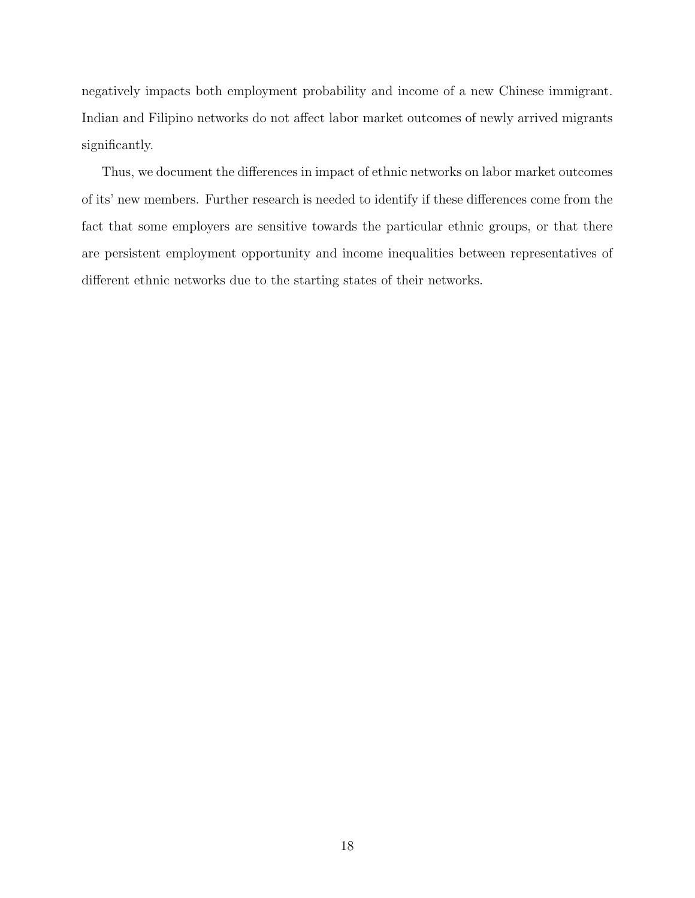negatively impacts both employment probability and income of a new Chinese immigrant. Indian and Filipino networks do not affect labor market outcomes of newly arrived migrants significantly.

Thus, we document the differences in impact of ethnic networks on labor market outcomes of its' new members. Further research is needed to identify if these differences come from the fact that some employers are sensitive towards the particular ethnic groups, or that there are persistent employment opportunity and income inequalities between representatives of different ethnic networks due to the starting states of their networks.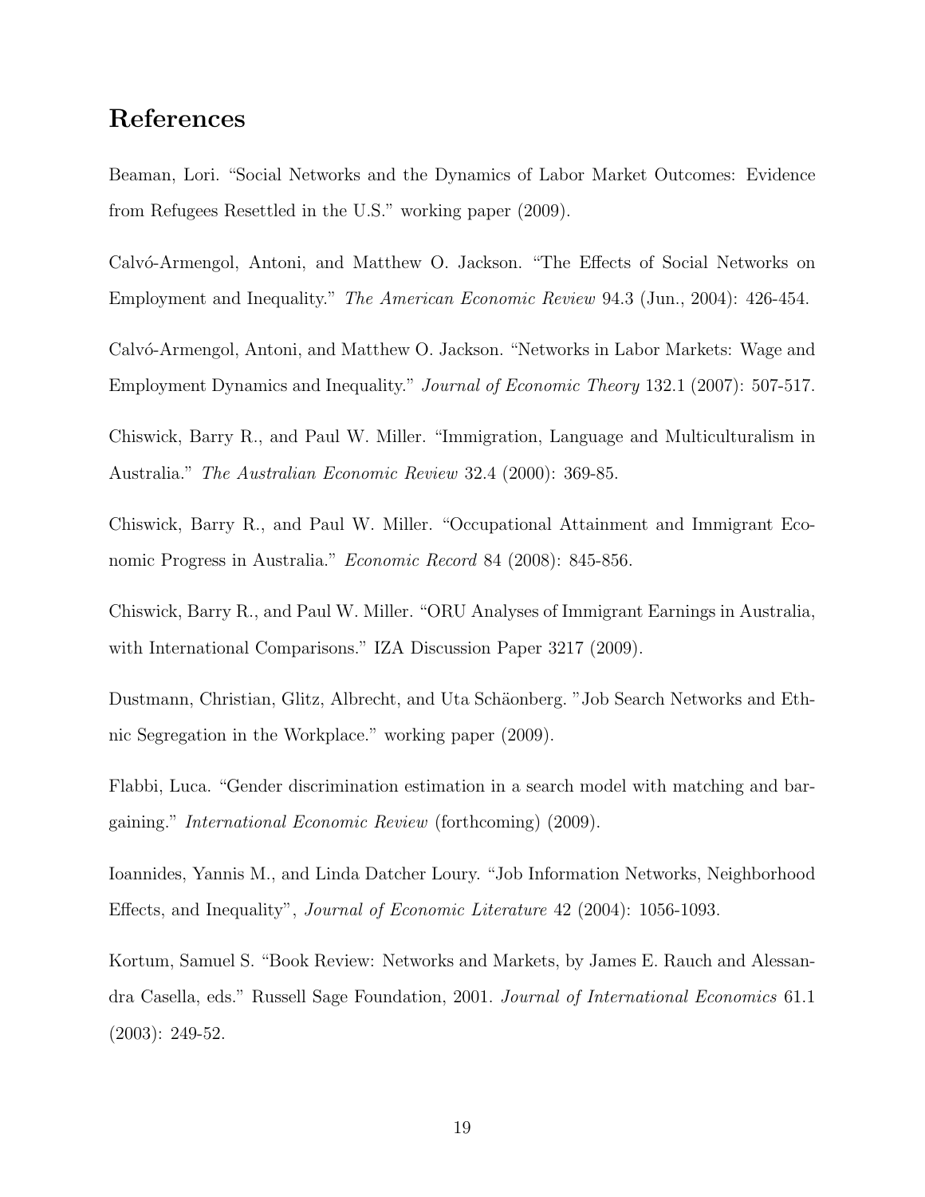## References

Beaman, Lori. "Social Networks and the Dynamics of Labor Market Outcomes: Evidence from Refugees Resettled in the U.S." working paper (2009).

Calvó-Armengol, Antoni, and Matthew O. Jackson. "The Effects of Social Networks on Employment and Inequality." *The American Economic Review* 94.3 (Jun., 2004): 426-454.

Calvó-Armengol, Antoni, and Matthew O. Jackson. "Networks in Labor Markets: Wage and Employment Dynamics and Inequality." *Journal of Economic Theory* 132.1 (2007): 507-517.

Chiswick, Barry R., and Paul W. Miller. "Immigration, Language and Multiculturalism in Australia." *The Australian Economic Review* 32.4 (2000): 369-85.

Chiswick, Barry R., and Paul W. Miller. "Occupational Attainment and Immigrant Economic Progress in Australia." *Economic Record* 84 (2008): 845-856.

Chiswick, Barry R., and Paul W. Miller. "ORU Analyses of Immigrant Earnings in Australia, with International Comparisons." IZA Discussion Paper 3217 (2009).

Dustmann, Christian, Glitz, Albrecht, and Uta Schäonberg. "Job Search Networks and Ethnic Segregation in the Workplace." working paper (2009).

Flabbi, Luca. "Gender discrimination estimation in a search model with matching and bargaining." *International Economic Review* (forthcoming) (2009).

Ioannides, Yannis M., and Linda Datcher Loury. "Job Information Networks, Neighborhood Effects, and Inequality", *Journal of Economic Literature* 42 (2004): 1056-1093.

Kortum, Samuel S. "Book Review: Networks and Markets, by James E. Rauch and Alessandra Casella, eds." Russell Sage Foundation, 2001. *Journal of International Economics* 61.1 (2003): 249-52.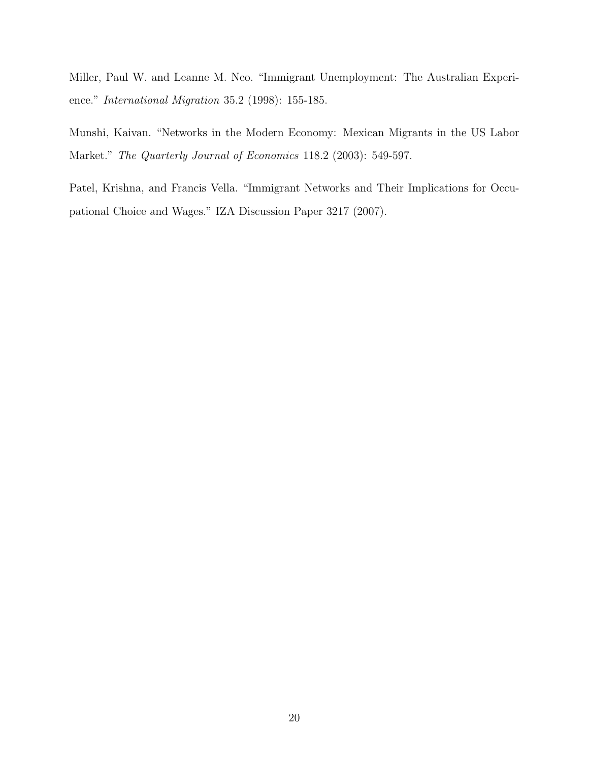Miller, Paul W. and Leanne M. Neo. "Immigrant Unemployment: The Australian Experience." *International Migration* 35.2 (1998): 155-185.

Munshi, Kaivan. "Networks in the Modern Economy: Mexican Migrants in the US Labor Market." *The Quarterly Journal of Economics* 118.2 (2003): 549-597.

Patel, Krishna, and Francis Vella. "Immigrant Networks and Their Implications for Occupational Choice and Wages." IZA Discussion Paper 3217 (2007).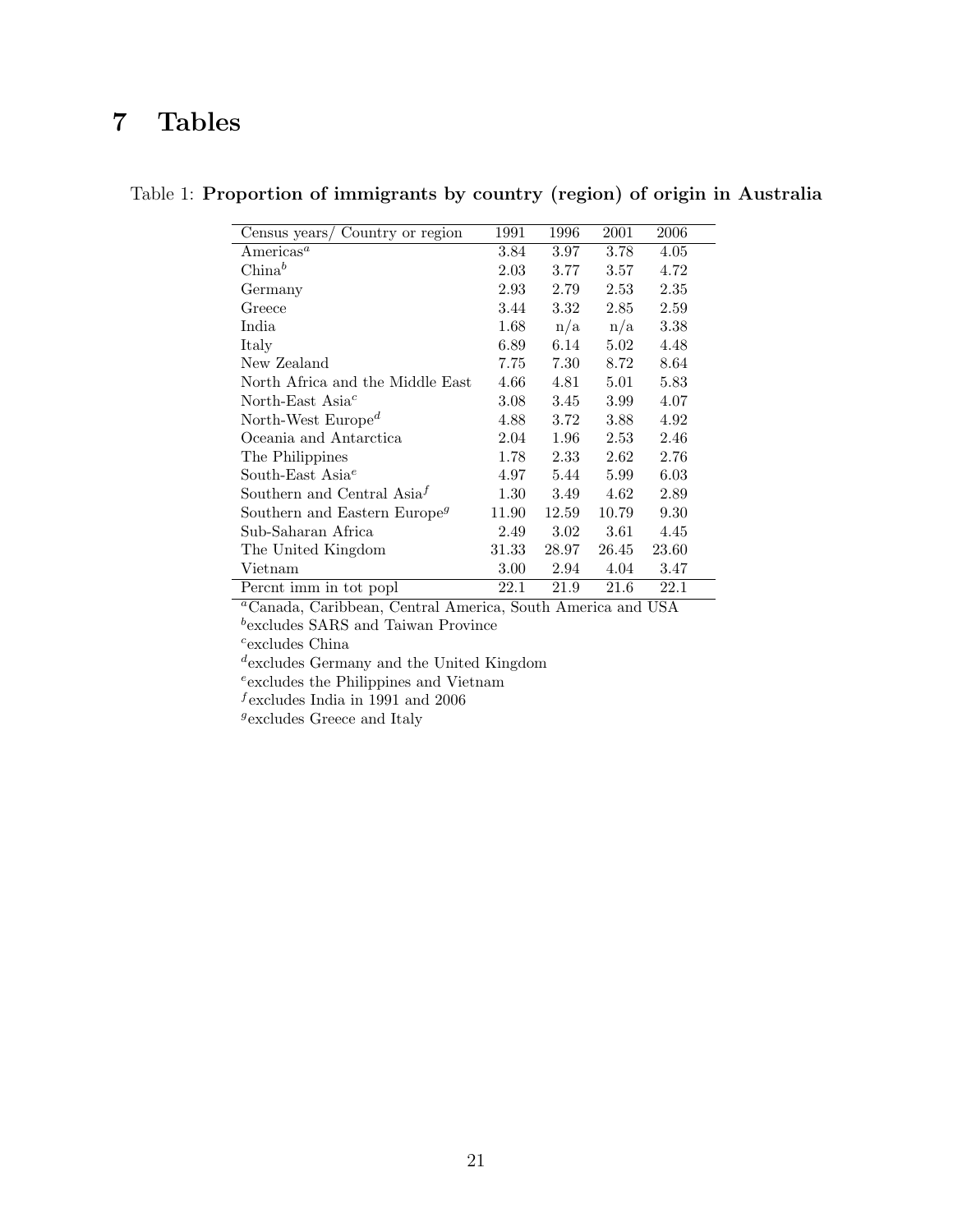# 7 Tables

Table 1: **Proportion of immigrants by country (region) of origin in Australia**

| Census years/ Country or region | 1991 | 1996 | 2001 | 2006 |
|---|---|---|---|---|
| Americas[a] | 3.84 | 3.97 | 3.78 | 4.05 |
| China[b] | 2.03 | 3.77 | 3.57 | 4.72 |
| Germany | 2.93 | 2.79 | 2.53 | 2.35 |
| Greece | 3.44 | 3.32 | 2.85 | 2.59 |
| India | 1.68 | n/a | n/a | 3.38 |
| Italy | 6.89 | 6.14 | 5.02 | 4.48 |
| New Zealand | 7.75 | 7.30 | 8.72 | 8.64 |
| North Africa and the Middle East | 4.66 | 4.81 | 5.01 | 5.83 |
| North-East Asia[c] | 3.08 | 3.45 | 3.99 | 4.07 |
| North-West Europe[d] | 4.88 | 3.72 | 3.88 | 4.92 |
| Oceania and Antarctica | 2.04 | 1.96 | 2.53 | 2.46 |
| The Philippines | 1.78 | 2.33 | 2.62 | 2.76 |
| South-East Asia[e] | 4.97 | 5.44 | 5.99 | 6.03 |
| Southern and Central Asia[f] | 1.30 | 3.49 | 4.62 | 2.89 |
| Southern and Eastern Europe[g] | 11.90 | 12.59 | 10.79 | 9.30 |
| Sub-Saharan Africa | 2.49 | 3.02 | 3.61 | 4.45 |
| The United Kingdom | 31.33 | 28.97 | 26.45 | 23.60 |
| Vietnam | 3.00 | 2.94 | 4.04 | 3.47 |
| Percnt imm in tot popl | 22.1 | 21.9 | 21.6 | 22.1 |

[a]Canada, Caribbean, Central America, South America and USA
[b]excludes SARS and Taiwan Province
[c]excludes China
[d]excludes Germany and the United Kingdom
[e]excludes the Philippines and Vietnam
[f]excludes India in 1991 and 2006
[g]excludes Greece and Italy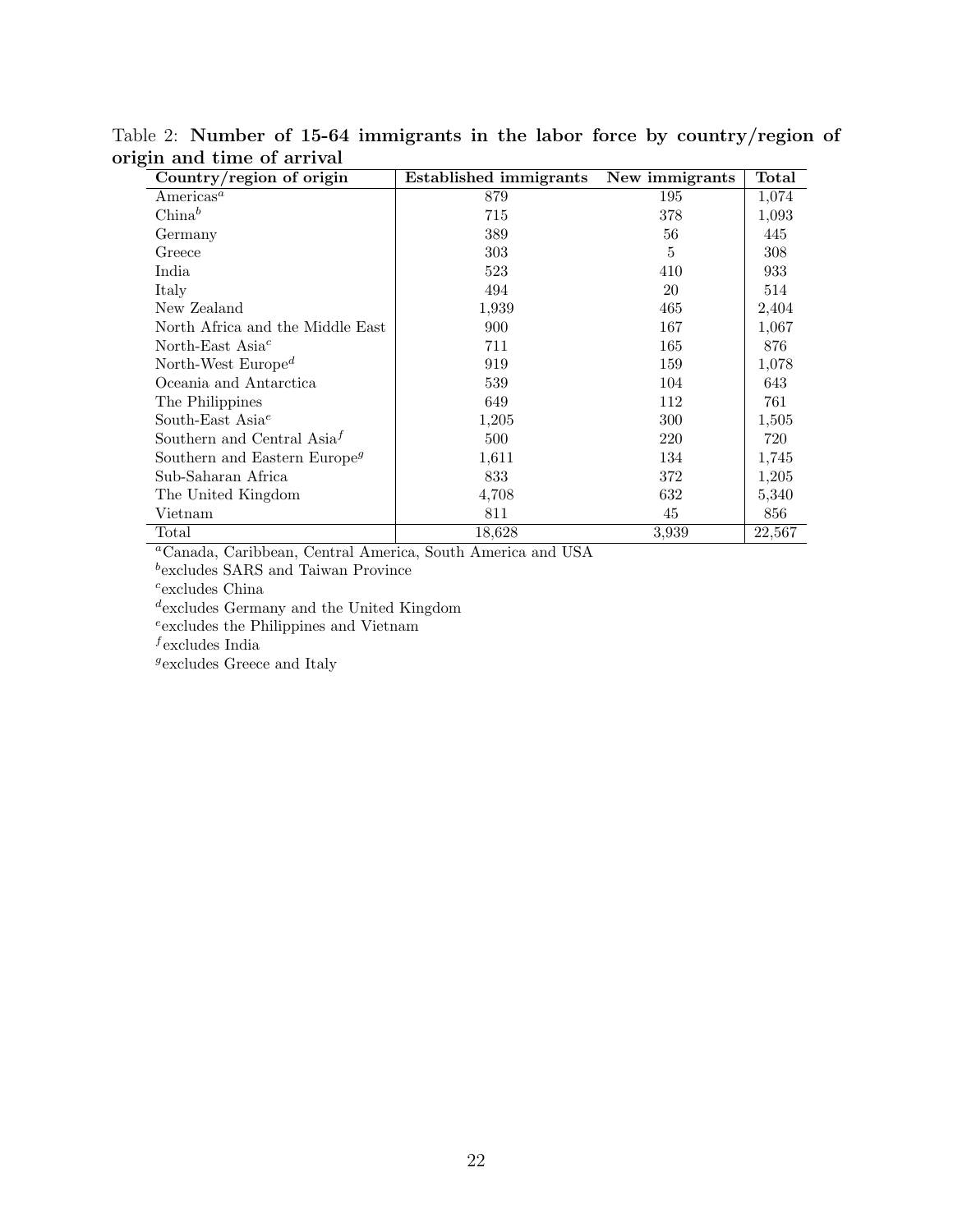Table 2: **Number of 15-64 immigrants in the labor force by country/region of origin and time of arrival**

| Country/region of origin | Established immigrants | New immigrants | Total |
|---|---|---|---|
| Americas[a] | 879 | 195 | 1,074 |
| China[b] | 715 | 378 | 1,093 |
| Germany | 389 | 56 | 445 |
| Greece | 303 | 5 | 308 |
| India | 523 | 410 | 933 |
| Italy | 494 | 20 | 514 |
| New Zealand | 1,939 | 465 | 2,404 |
| North Africa and the Middle East | 900 | 167 | 1,067 |
| North-East Asia[c] | 711 | 165 | 876 |
| North-West Europe[d] | 919 | 159 | 1,078 |
| Oceania and Antarctica | 539 | 104 | 643 |
| The Philippines | 649 | 112 | 761 |
| South-East Asia[e] | 1,205 | 300 | 1,505 |
| Southern and Central Asia[f] | 500 | 220 | 720 |
| Southern and Eastern Europe[g] | 1,611 | 134 | 1,745 |
| Sub-Saharan Africa | 833 | 372 | 1,205 |
| The United Kingdom | 4,708 | 632 | 5,340 |
| Vietnam | 811 | 45 | 856 |
| Total | 18,628 | 3,939 | 22,567 |

[a]Canada, Caribbean, Central America, South America and USA

[b]excludes SARS and Taiwan Province

[c]excludes China

[d]excludes Germany and the United Kingdom

[e]excludes the Philippines and Vietnam

[f]excludes India

[g]excludes Greece and Italy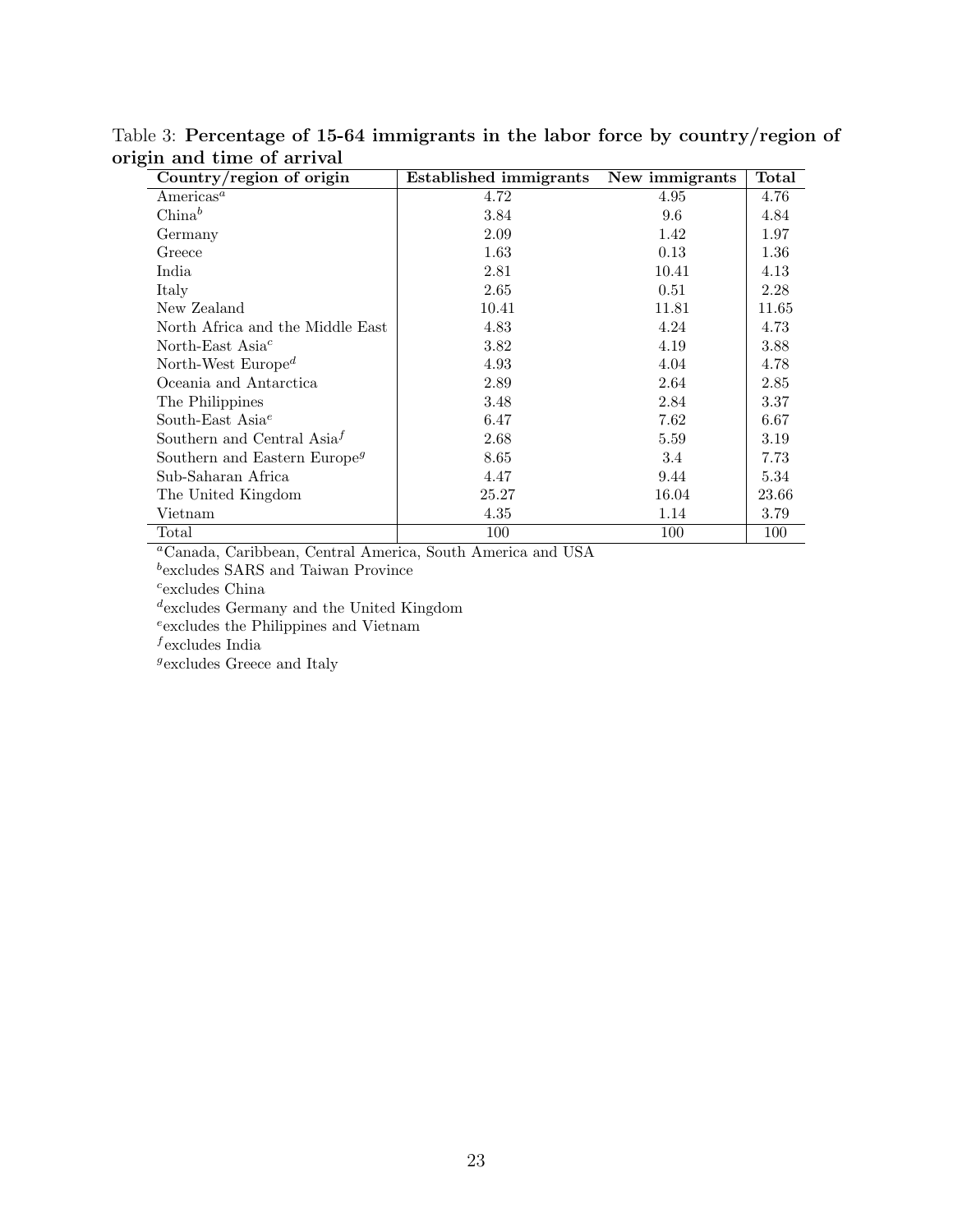Table 3: **Percentage of 15-64 immigrants in the labor force by country/region of origin and time of arrival**

| Country/region of origin | Established immigrants | New immigrants | Total |
|---|---|---|---|
| Americas[a] | 4.72 | 4.95 | 4.76 |
| China[b] | 3.84 | 9.6 | 4.84 |
| Germany | 2.09 | 1.42 | 1.97 |
| Greece | 1.63 | 0.13 | 1.36 |
| India | 2.81 | 10.41 | 4.13 |
| Italy | 2.65 | 0.51 | 2.28 |
| New Zealand | 10.41 | 11.81 | 11.65 |
| North Africa and the Middle East | 4.83 | 4.24 | 4.73 |
| North-East Asia[c] | 3.82 | 4.19 | 3.88 |
| North-West Europe[d] | 4.93 | 4.04 | 4.78 |
| Oceania and Antarctica | 2.89 | 2.64 | 2.85 |
| The Philippines | 3.48 | 2.84 | 3.37 |
| South-East Asia[e] | 6.47 | 7.62 | 6.67 |
| Southern and Central Asia[f] | 2.68 | 5.59 | 3.19 |
| Southern and Eastern Europe[g] | 8.65 | 3.4 | 7.73 |
| Sub-Saharan Africa | 4.47 | 9.44 | 5.34 |
| The United Kingdom | 25.27 | 16.04 | 23.66 |
| Vietnam | 4.35 | 1.14 | 3.79 |
| Total | 100 | 100 | 100 |

[a] Canada, Caribbean, Central America, South America and USA

[b] excludes SARS and Taiwan Province

[c] excludes China

[d] excludes Germany and the United Kingdom

[e] excludes the Philippines and Vietnam

[f] excludes India

[g] excludes Greece and Italy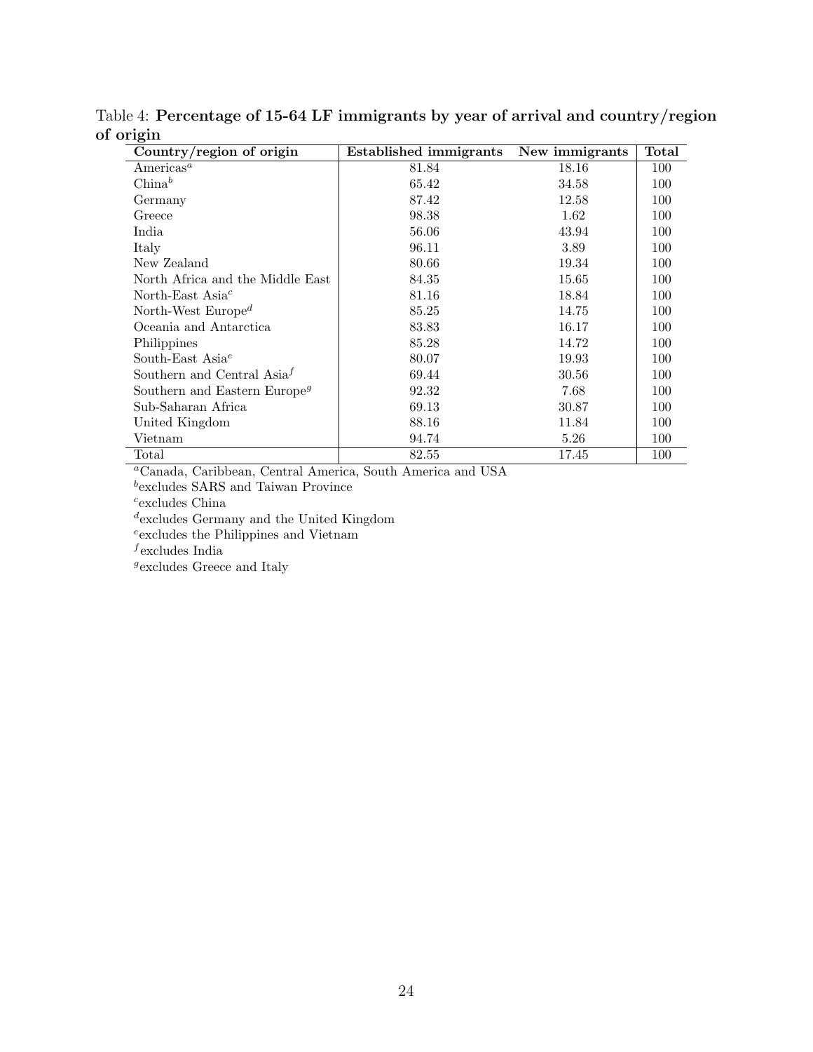Table 4: **Percentage of 15-64 LF immigrants by year of arrival and country/region of origin**

| Country/region of origin | Established immigrants | New immigrants | Total |
|---|---|---|---|
| Americas[a] | 81.84 | 18.16 | 100 |
| China[b] | 65.42 | 34.58 | 100 |
| Germany | 87.42 | 12.58 | 100 |
| Greece | 98.38 | 1.62 | 100 |
| India | 56.06 | 43.94 | 100 |
| Italy | 96.11 | 3.89 | 100 |
| New Zealand | 80.66 | 19.34 | 100 |
| North Africa and the Middle East | 84.35 | 15.65 | 100 |
| North-East Asia[c] | 81.16 | 18.84 | 100 |
| North-West Europe[d] | 85.25 | 14.75 | 100 |
| Oceania and Antarctica | 83.83 | 16.17 | 100 |
| Philippines | 85.28 | 14.72 | 100 |
| South-East Asia[e] | 80.07 | 19.93 | 100 |
| Southern and Central Asia[f] | 69.44 | 30.56 | 100 |
| Southern and Eastern Europe[g] | 92.32 | 7.68 | 100 |
| Sub-Saharan Africa | 69.13 | 30.87 | 100 |
| United Kingdom | 88.16 | 11.84 | 100 |
| Vietnam | 94.74 | 5.26 | 100 |
| Total | 82.55 | 17.45 | 100 |

[a]Canada, Caribbean, Central America, South America and USA

[b]excludes SARS and Taiwan Province

[c]excludes China

[d]excludes Germany and the United Kingdom

[e]excludes the Philippines and Vietnam

[f]excludes India

[g]excludes Greece and Italy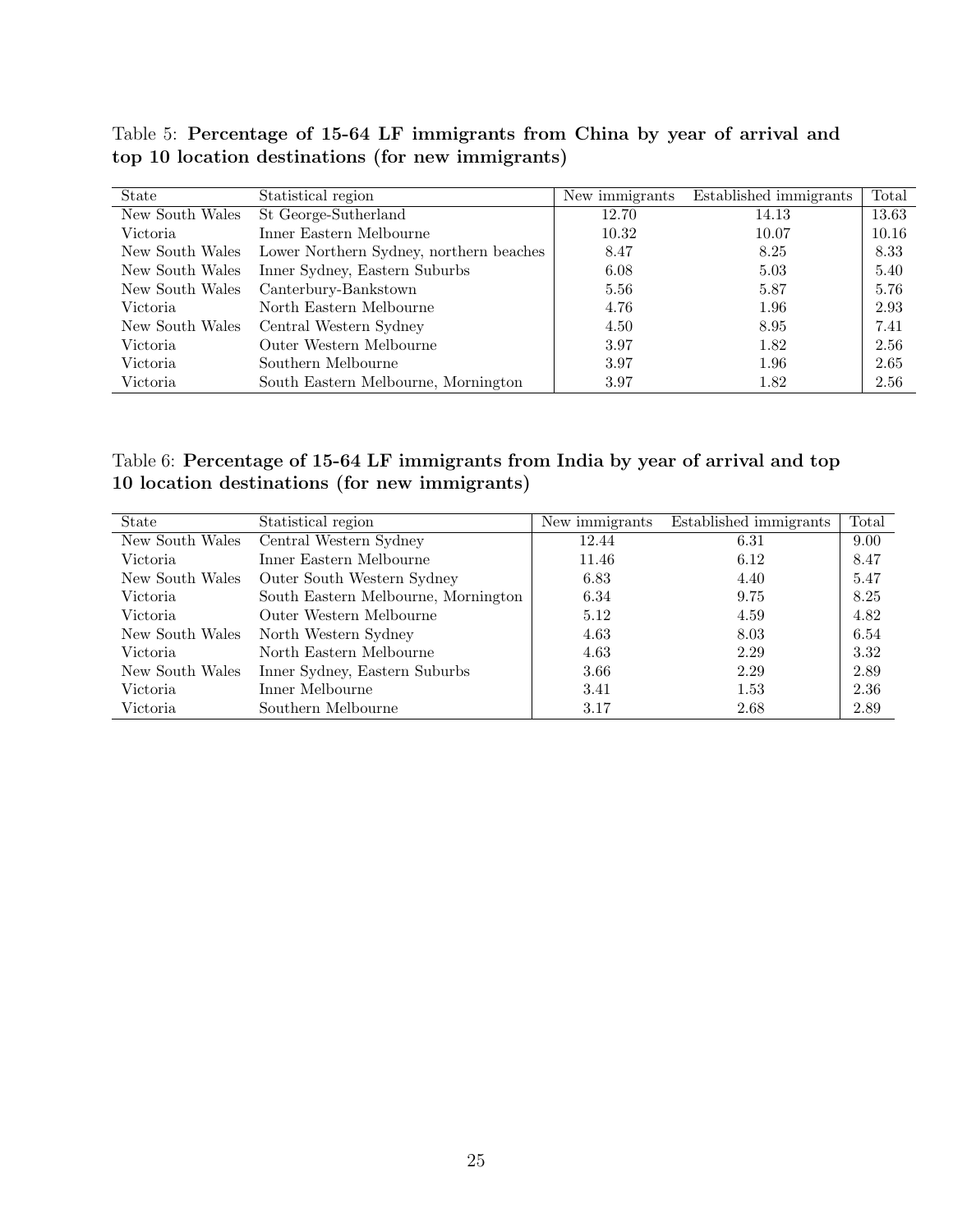Table 5: **Percentage of 15-64 LF immigrants from China by year of arrival and top 10 location destinations (for new immigrants)**

| State | Statistical region | New immigrants | Established immigrants | Total |
|---|---|---|---|---|
| New South Wales | St George-Sutherland | 12.70 | 14.13 | 13.63 |
| Victoria | Inner Eastern Melbourne | 10.32 | 10.07 | 10.16 |
| New South Wales | Lower Northern Sydney, northern beaches | 8.47 | 8.25 | 8.33 |
| New South Wales | Inner Sydney, Eastern Suburbs | 6.08 | 5.03 | 5.40 |
| New South Wales | Canterbury-Bankstown | 5.56 | 5.87 | 5.76 |
| Victoria | North Eastern Melbourne | 4.76 | 1.96 | 2.93 |
| New South Wales | Central Western Sydney | 4.50 | 8.95 | 7.41 |
| Victoria | Outer Western Melbourne | 3.97 | 1.82 | 2.56 |
| Victoria | Southern Melbourne | 3.97 | 1.96 | 2.65 |
| Victoria | South Eastern Melbourne, Mornington | 3.97 | 1.82 | 2.56 |

Table 6: **Percentage of 15-64 LF immigrants from India by year of arrival and top 10 location destinations (for new immigrants)**

| State | Statistical region | New immigrants | Established immigrants | Total |
|---|---|---|---|---|
| New South Wales | Central Western Sydney | 12.44 | 6.31 | 9.00 |
| Victoria | Inner Eastern Melbourne | 11.46 | 6.12 | 8.47 |
| New South Wales | Outer South Western Sydney | 6.83 | 4.40 | 5.47 |
| Victoria | South Eastern Melbourne, Mornington | 6.34 | 9.75 | 8.25 |
| Victoria | Outer Western Melbourne | 5.12 | 4.59 | 4.82 |
| New South Wales | North Western Sydney | 4.63 | 8.03 | 6.54 |
| Victoria | North Eastern Melbourne | 4.63 | 2.29 | 3.32 |
| New South Wales | Inner Sydney, Eastern Suburbs | 3.66 | 2.29 | 2.89 |
| Victoria | Inner Melbourne | 3.41 | 1.53 | 2.36 |
| Victoria | Southern Melbourne | 3.17 | 2.68 | 2.89 |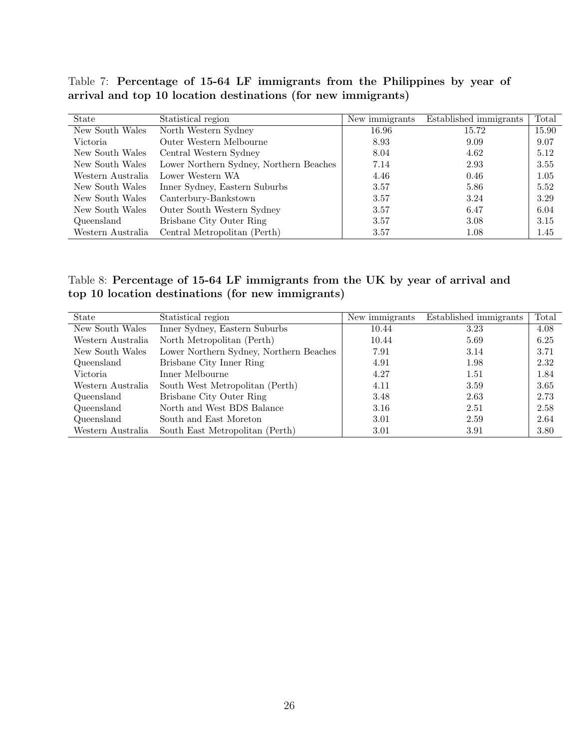Table 7: **Percentage of 15-64 LF immigrants from the Philippines by year of arrival and top 10 location destinations (for new immigrants)**

| State | Statistical region | New immigrants | Established immigrants | Total |
|---|---|---|---|---|
| New South Wales | North Western Sydney | 16.96 | 15.72 | 15.90 |
| Victoria | Outer Western Melbourne | 8.93 | 9.09 | 9.07 |
| New South Wales | Central Western Sydney | 8.04 | 4.62 | 5.12 |
| New South Wales | Lower Northern Sydney, Northern Beaches | 7.14 | 2.93 | 3.55 |
| Western Australia | Lower Western WA | 4.46 | 0.46 | 1.05 |
| New South Wales | Inner Sydney, Eastern Suburbs | 3.57 | 5.86 | 5.52 |
| New South Wales | Canterbury-Bankstown | 3.57 | 3.24 | 3.29 |
| New South Wales | Outer South Western Sydney | 3.57 | 6.47 | 6.04 |
| Queensland | Brisbane City Outer Ring | 3.57 | 3.08 | 3.15 |
| Western Australia | Central Metropolitan (Perth) | 3.57 | 1.08 | 1.45 |

Table 8: **Percentage of 15-64 LF immigrants from the UK by year of arrival and top 10 location destinations (for new immigrants)**

| State | Statistical region | New immigrants | Established immigrants | Total |
|---|---|---|---|---|
| New South Wales | Inner Sydney, Eastern Suburbs | 10.44 | 3.23 | 4.08 |
| Western Australia | North Metropolitan (Perth) | 10.44 | 5.69 | 6.25 |
| New South Wales | Lower Northern Sydney, Northern Beaches | 7.91 | 3.14 | 3.71 |
| Queensland | Brisbane City Inner Ring | 4.91 | 1.98 | 2.32 |
| Victoria | Inner Melbourne | 4.27 | 1.51 | 1.84 |
| Western Australia | South West Metropolitan (Perth) | 4.11 | 3.59 | 3.65 |
| Queensland | Brisbane City Outer Ring | 3.48 | 2.63 | 2.73 |
| Queensland | North and West BDS Balance | 3.16 | 2.51 | 2.58 |
| Queensland | South and East Moreton | 3.01 | 2.59 | 2.64 |
| Western Australia | South East Metropolitan (Perth) | 3.01 | 3.91 | 3.80 |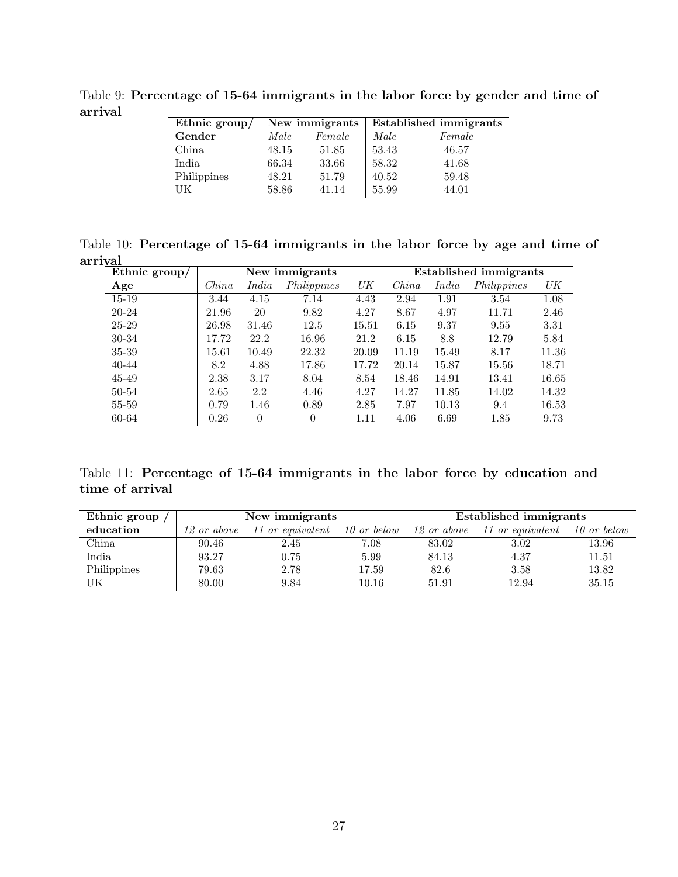Table 9: **Percentage of 15-64 immigrants in the labor force by gender and time of arrival**

| Ethnic group/ | New immigrants | | Established immigrants | |
|---|---|---|---|---|
| **Gender** | *Male* | *Female* | *Male* | *Female* |
| China | 48.15 | 51.85 | 53.43 | 46.57 |
| India | 66.34 | 33.66 | 58.32 | 41.68 |
| Philippines | 48.21 | 51.79 | 40.52 | 59.48 |
| UK | 58.86 | 41.14 | 55.99 | 44.01 |

Table 10: **Percentage of 15-64 immigrants in the labor force by age and time of arrival**

| Ethnic group/ | New immigrants | | | | Established immigrants | | | |
|---|---|---|---|---|---|---|---|---|
| **Age** | *China* | *India* | *Philippines* | *UK* | *China* | *India* | *Philippines* | *UK* |
| 15-19 | 3.44 | 4.15 | 7.14 | 4.43 | 2.94 | 1.91 | 3.54 | 1.08 |
| 20-24 | 21.96 | 20 | 9.82 | 4.27 | 8.67 | 4.97 | 11.71 | 2.46 |
| 25-29 | 26.98 | 31.46 | 12.5 | 15.51 | 6.15 | 9.37 | 9.55 | 3.31 |
| 30-34 | 17.72 | 22.2 | 16.96 | 21.2 | 6.15 | 8.8 | 12.79 | 5.84 |
| 35-39 | 15.61 | 10.49 | 22.32 | 20.09 | 11.19 | 15.49 | 8.17 | 11.36 |
| 40-44 | 8.2 | 4.88 | 17.86 | 17.72 | 20.14 | 15.87 | 15.56 | 18.71 |
| 45-49 | 2.38 | 3.17 | 8.04 | 8.54 | 18.46 | 14.91 | 13.41 | 16.65 |
| 50-54 | 2.65 | 2.2 | 4.46 | 4.27 | 14.27 | 11.85 | 14.02 | 14.32 |
| 55-59 | 0.79 | 1.46 | 0.89 | 2.85 | 7.97 | 10.13 | 9.4 | 16.53 |
| 60-64 | 0.26 | 0 | 0 | 1.11 | 4.06 | 6.69 | 1.85 | 9.73 |

Table 11: **Percentage of 15-64 immigrants in the labor force by education and time of arrival**

| Ethnic group / | New immigrants | | | Established immigrants | | |
|---|---|---|---|---|---|---|
| **education** | *12 or above* | *11 or equivalent* | *10 or below* | *12 or above* | *11 or equivalent* | *10 or below* |
| China | 90.46 | 2.45 | 7.08 | 83.02 | 3.02 | 13.96 |
| India | 93.27 | 0.75 | 5.99 | 84.13 | 4.37 | 11.51 |
| Philippines | 79.63 | 2.78 | 17.59 | 82.6 | 3.58 | 13.82 |
| UK | 80.00 | 9.84 | 10.16 | 51.91 | 12.94 | 35.15 |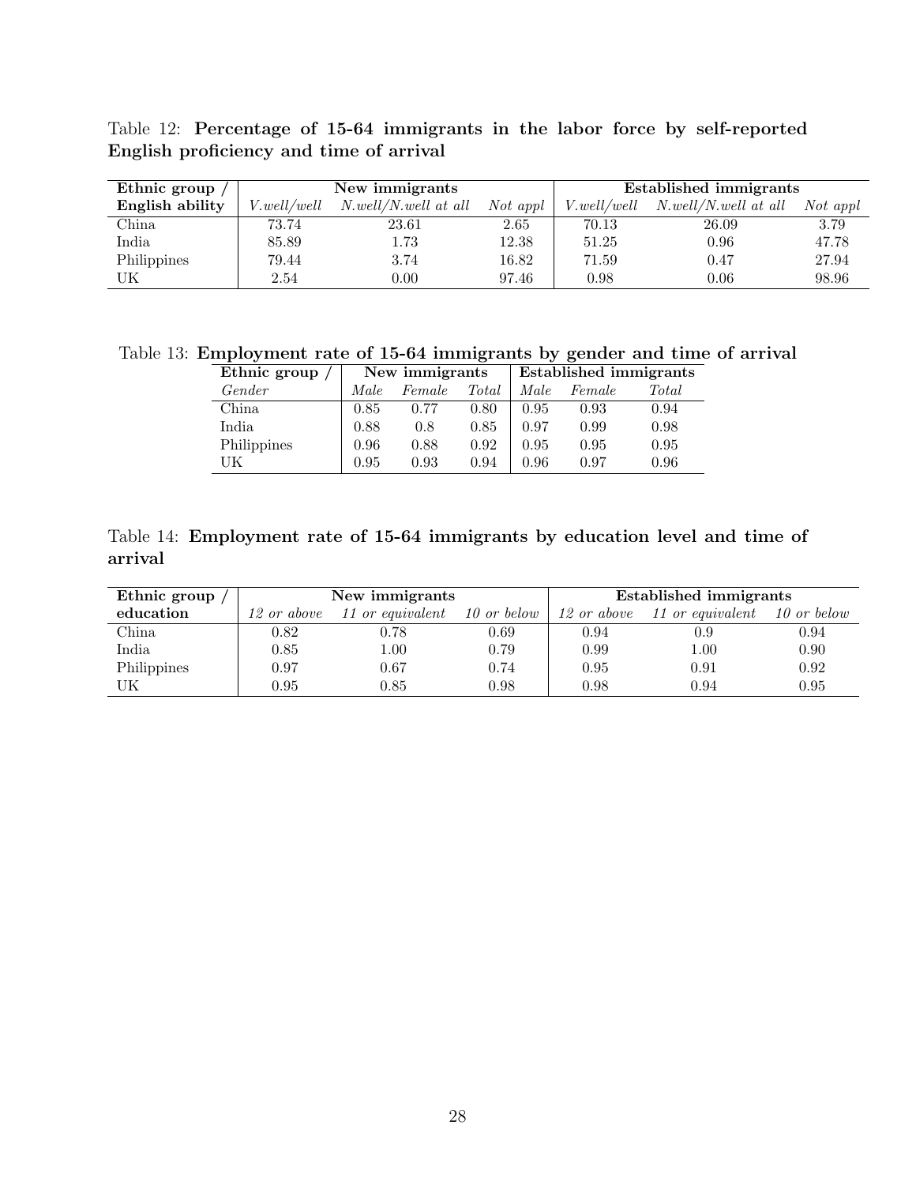Table 12: **Percentage of 15-64 immigrants in the labor force by self-reported English proficiency and time of arrival**

| **Ethnic group /** | **New immigrants** | | | **Established immigrants** | | |
|---|---|---|---|---|---|---|
| **English ability** | *V.well/well* | *N.well/N.well at all* | *Not appl* | *V.well/well* | *N.well/N.well at all* | *Not appl* |
| China | 73.74 | 23.61 | 2.65 | 70.13 | 26.09 | 3.79 |
| India | 85.89 | 1.73 | 12.38 | 51.25 | 0.96 | 47.78 |
| Philippines | 79.44 | 3.74 | 16.82 | 71.59 | 0.47 | 27.94 |
| UK | 2.54 | 0.00 | 97.46 | 0.98 | 0.06 | 98.96 |

Table 13: **Employment rate of 15-64 immigrants by gender and time of arrival**

| **Ethnic group /** | **New immigrants** | | | **Established immigrants** | | |
|---|---|---|---|---|---|---|
| *Gender* | *Male* | *Female* | *Total* | *Male* | *Female* | *Total* |
| China | 0.85 | 0.77 | 0.80 | 0.95 | 0.93 | 0.94 |
| India | 0.88 | 0.8 | 0.85 | 0.97 | 0.99 | 0.98 |
| Philippines | 0.96 | 0.88 | 0.92 | 0.95 | 0.95 | 0.95 |
| UK | 0.95 | 0.93 | 0.94 | 0.96 | 0.97 | 0.96 |

Table 14: **Employment rate of 15-64 immigrants by education level and time of arrival**

| **Ethnic group /** | **New immigrants** | | | **Established immigrants** | | |
|---|---|---|---|---|---|---|
| **education** | *12 or above* | *11 or equivalent* | *10 or below* | *12 or above* | *11 or equivalent* | *10 or below* |
| China | 0.82 | 0.78 | 0.69 | 0.94 | 0.9 | 0.94 |
| India | 0.85 | 1.00 | 0.79 | 0.99 | 1.00 | 0.90 |
| Philippines | 0.97 | 0.67 | 0.74 | 0.95 | 0.91 | 0.92 |
| UK | 0.95 | 0.85 | 0.98 | 0.98 | 0.94 | 0.95 |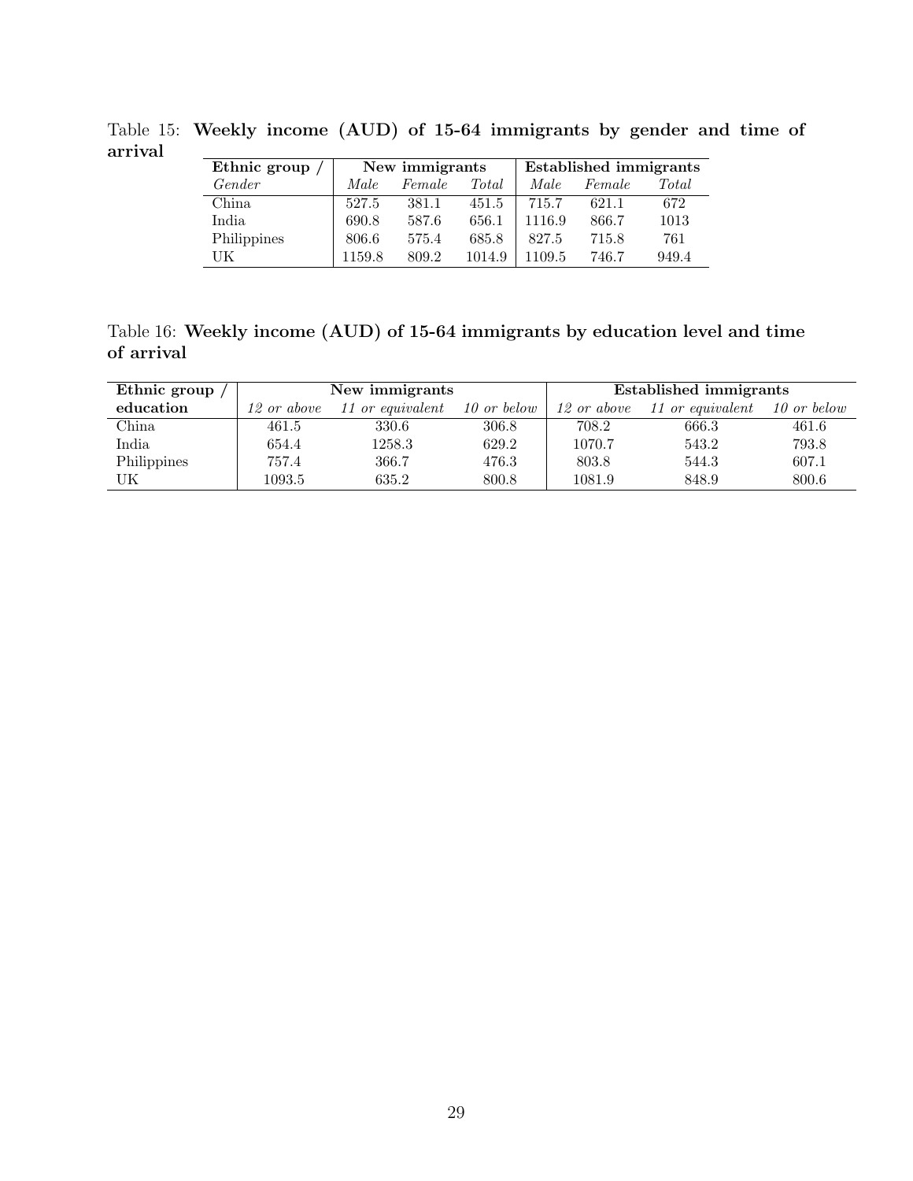Table 15: **Weekly income (AUD) of 15-64 immigrants by gender and time of arrival**

| **Ethnic group /** | **New immigrants** | | | **Established immigrants** | | |
|---|---|---|---|---|---|---|
| *Gender* | *Male* | *Female* | *Total* | *Male* | *Female* | *Total* |
| China | 527.5 | 381.1 | 451.5 | 715.7 | 621.1 | 672 |
| India | 690.8 | 587.6 | 656.1 | 1116.9 | 866.7 | 1013 |
| Philippines | 806.6 | 575.4 | 685.8 | 827.5 | 715.8 | 761 |
| UK | 1159.8 | 809.2 | 1014.9 | 1109.5 | 746.7 | 949.4 |

Table 16: **Weekly income (AUD) of 15-64 immigrants by education level and time of arrival**

| **Ethnic group /** | **New immigrants** | | | **Established immigrants** | | |
|---|---|---|---|---|---|---|
| **education** | *12 or above* | *11 or equivalent* | *10 or below* | *12 or above* | *11 or equivalent* | *10 or below* |
| China | 461.5 | 330.6 | 306.8 | 708.2 | 666.3 | 461.6 |
| India | 654.4 | 1258.3 | 629.2 | 1070.7 | 543.2 | 793.8 |
| Philippines | 757.4 | 366.7 | 476.3 | 803.8 | 544.3 | 607.1 |
| UK | 1093.5 | 635.2 | 800.8 | 1081.9 | 848.9 | 800.6 |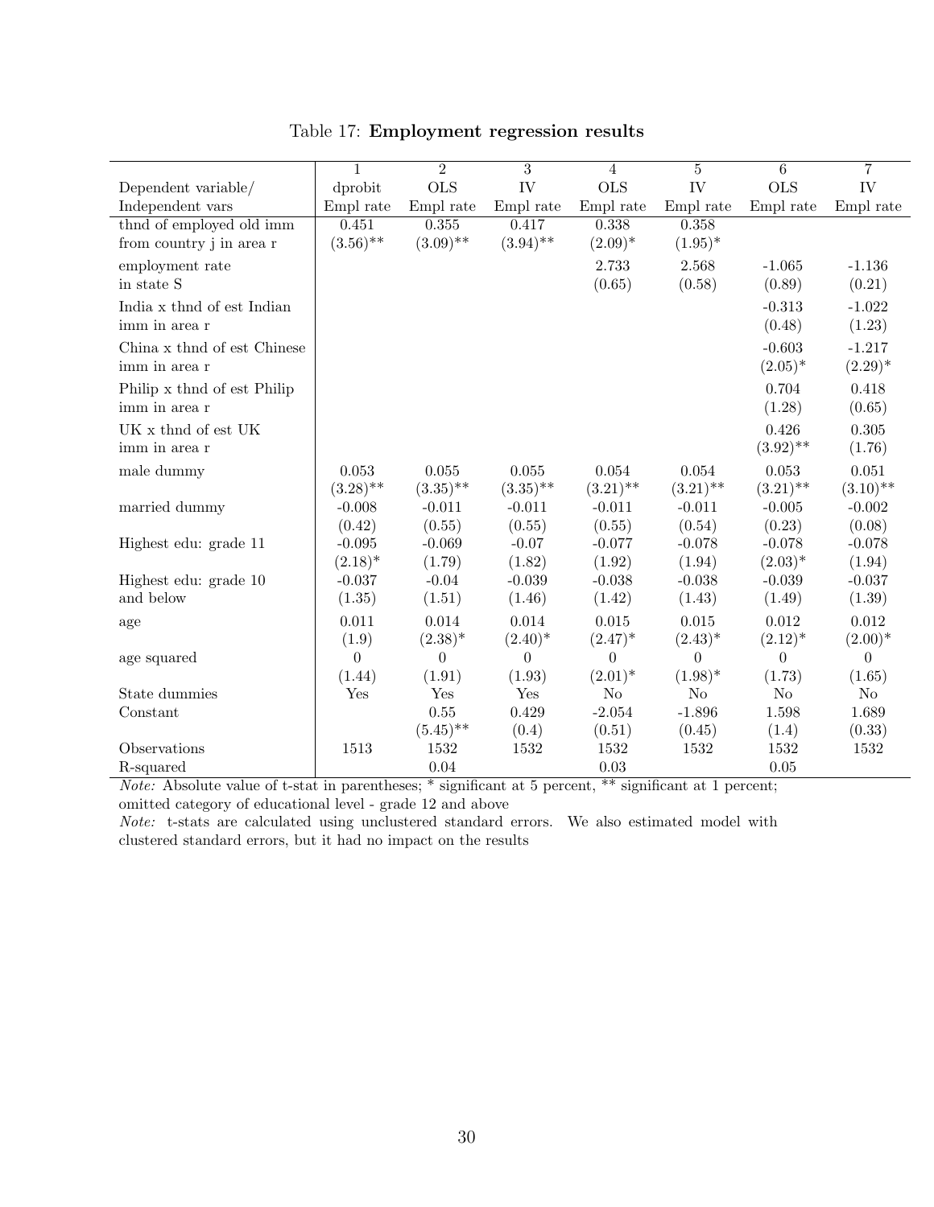Table 17: **Employment regression results**

| | 1 | 2 | 3 | 4 | 5 | 6 | 7 |
|---|---|---|---|---|---|---|---|
| Dependent variable/ | dprobit | OLS | IV | OLS | IV | OLS | IV |
| Independent vars | Empl rate | Empl rate | Empl rate | Empl rate | Empl rate | Empl rate | Empl rate |
| thnd of employed old imm | 0.451 | 0.355 | 0.417 | 0.338 | 0.358 | | |
| from country j in area r | (3.56)** | (3.09)** | (3.94)** | (2.09)* | (1.95)* | | |
| employment rate | | | | 2.733 | 2.568 | -1.065 | -1.136 |
| in state S | | | | (0.65) | (0.58) | (0.89) | (0.21) |
| India x thnd of est Indian | | | | | | -0.313 | -1.022 |
| imm in area r | | | | | | (0.48) | (1.23) |
| China x thnd of est Chinese | | | | | | -0.603 | -1.217 |
| imm in area r | | | | | | (2.05)* | (2.29)* |
| Philip x thnd of est Philip | | | | | | 0.704 | 0.418 |
| imm in area r | | | | | | (1.28) | (0.65) |
| UK x thnd of est UK | | | | | | 0.426 | 0.305 |
| imm in area r | | | | | | (3.92)** | (1.76) |
| male dummy | 0.053 | 0.055 | 0.055 | 0.054 | 0.054 | 0.053 | 0.051 |
| | (3.28)** | (3.35)** | (3.35)** | (3.21)** | (3.21)** | (3.21)** | (3.10)** |
| married dummy | -0.008 | -0.011 | -0.011 | -0.011 | -0.011 | -0.005 | -0.002 |
| | (0.42) | (0.55) | (0.55) | (0.55) | (0.54) | (0.23) | (0.08) |
| Highest edu: grade 11 | -0.095 | -0.069 | -0.07 | -0.077 | -0.078 | -0.078 | -0.078 |
| | (2.18)* | (1.79) | (1.82) | (1.92) | (1.94) | (2.03)* | (1.94) |
| Highest edu: grade 10 | -0.037 | -0.04 | -0.039 | -0.038 | -0.038 | -0.039 | -0.037 |
| and below | (1.35) | (1.51) | (1.46) | (1.42) | (1.43) | (1.49) | (1.39) |
| age | 0.011 | 0.014 | 0.014 | 0.015 | 0.015 | 0.012 | 0.012 |
| | (1.9) | (2.38)* | (2.40)* | (2.47)* | (2.43)* | (2.12)* | (2.00)* |
| age squared | 0 | 0 | 0 | 0 | 0 | 0 | 0 |
| | (1.44) | (1.91) | (1.93) | (2.01)* | (1.98)* | (1.73) | (1.65) |
| State dummies | Yes | Yes | Yes | No | No | No | No |
| Constant | | 0.55 | 0.429 | -2.054 | -1.896 | 1.598 | 1.689 |
| | | (5.45)** | (0.4) | (0.51) | (0.45) | (1.4) | (0.33) |
| Observations | 1513 | 1532 | 1532 | 1532 | 1532 | 1532 | 1532 |
| R-squared | | 0.04 | | 0.03 | | 0.05 | |

*Note:* Absolute value of t-stat in parentheses; * significant at 5 percent, ** significant at 1 percent; omitted category of educational level - grade 12 and above

*Note:* t-stats are calculated using unclustered standard errors. We also estimated model with clustered standard errors, but it had no impact on the results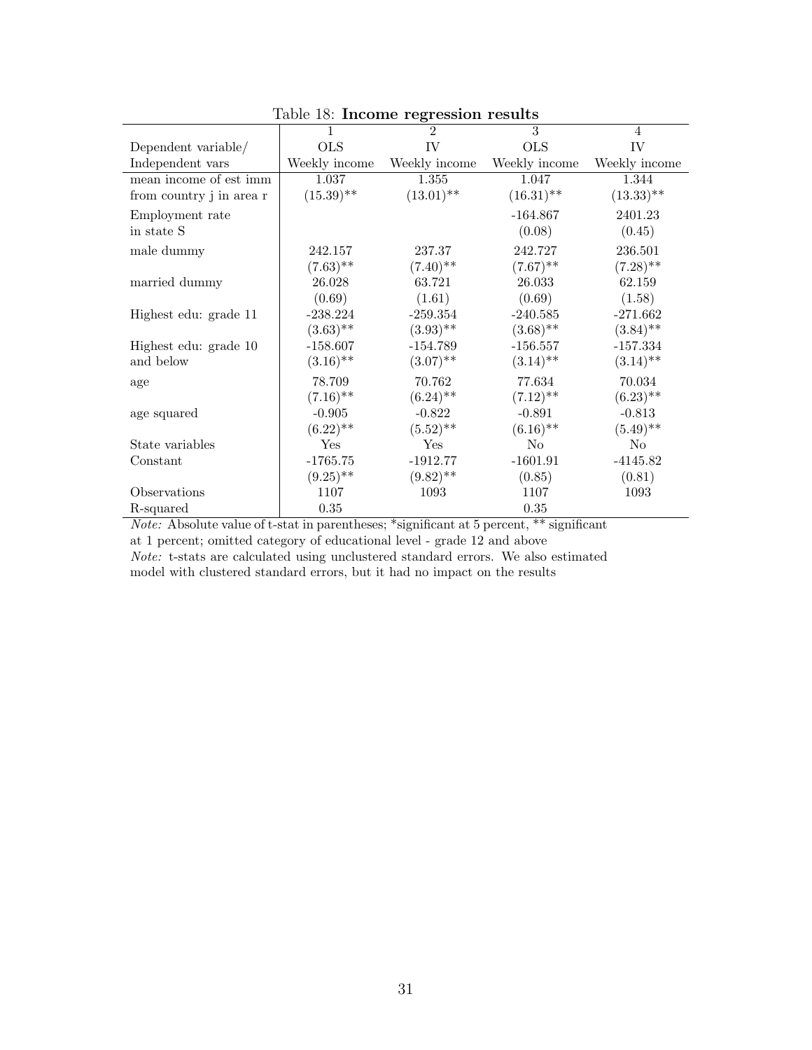Table 18: **Income regression results**

| | 1 | 2 | 3 | 4 |
|---|---|---|---|---|
| Dependent variable/ | OLS | IV | OLS | IV |
| Independent vars | Weekly income | Weekly income | Weekly income | Weekly income |
| mean income of est imm | 1.037 | 1.355 | 1.047 | 1.344 |
| from country j in area r | (15.39)** | (13.01)** | (16.31)** | (13.33)** |
| Employment rate | | | -164.867 | 2401.23 |
| in state S | | | (0.08) | (0.45) |
| male dummy | 242.157 | 237.37 | 242.727 | 236.501 |
| | (7.63)** | (7.40)** | (7.67)** | (7.28)** |
| married dummy | 26.028 | 63.721 | 26.033 | 62.159 |
| | (0.69) | (1.61) | (0.69) | (1.58) |
| Highest edu: grade 11 | -238.224 | -259.354 | -240.585 | -271.662 |
| | (3.63)** | (3.93)** | (3.68)** | (3.84)** |
| Highest edu: grade 10 | -158.607 | -154.789 | -156.557 | -157.334 |
| and below | (3.16)** | (3.07)** | (3.14)** | (3.14)** |
| age | 78.709 | 70.762 | 77.634 | 70.034 |
| | (7.16)** | (6.24)** | (7.12)** | (6.23)** |
| age squared | -0.905 | -0.822 | -0.891 | -0.813 |
| | (6.22)** | (5.52)** | (6.16)** | (5.49)** |
| State variables | Yes | Yes | No | No |
| Constant | -1765.75 | -1912.77 | -1601.91 | -4145.82 |
| | (9.25)** | (9.82)** | (0.85) | (0.81) |
| Observations | 1107 | 1093 | 1107 | 1093 |
| R-squared | 0.35 | | 0.35 | |

*Note:* Absolute value of t-stat in parentheses; *significant at 5 percent, ** significant at 1 percent; omitted category of educational level - grade 12 and above

*Note:* t-stats are calculated using unclustered standard errors. We also estimated model with clustered standard errors, but it had no impact on the results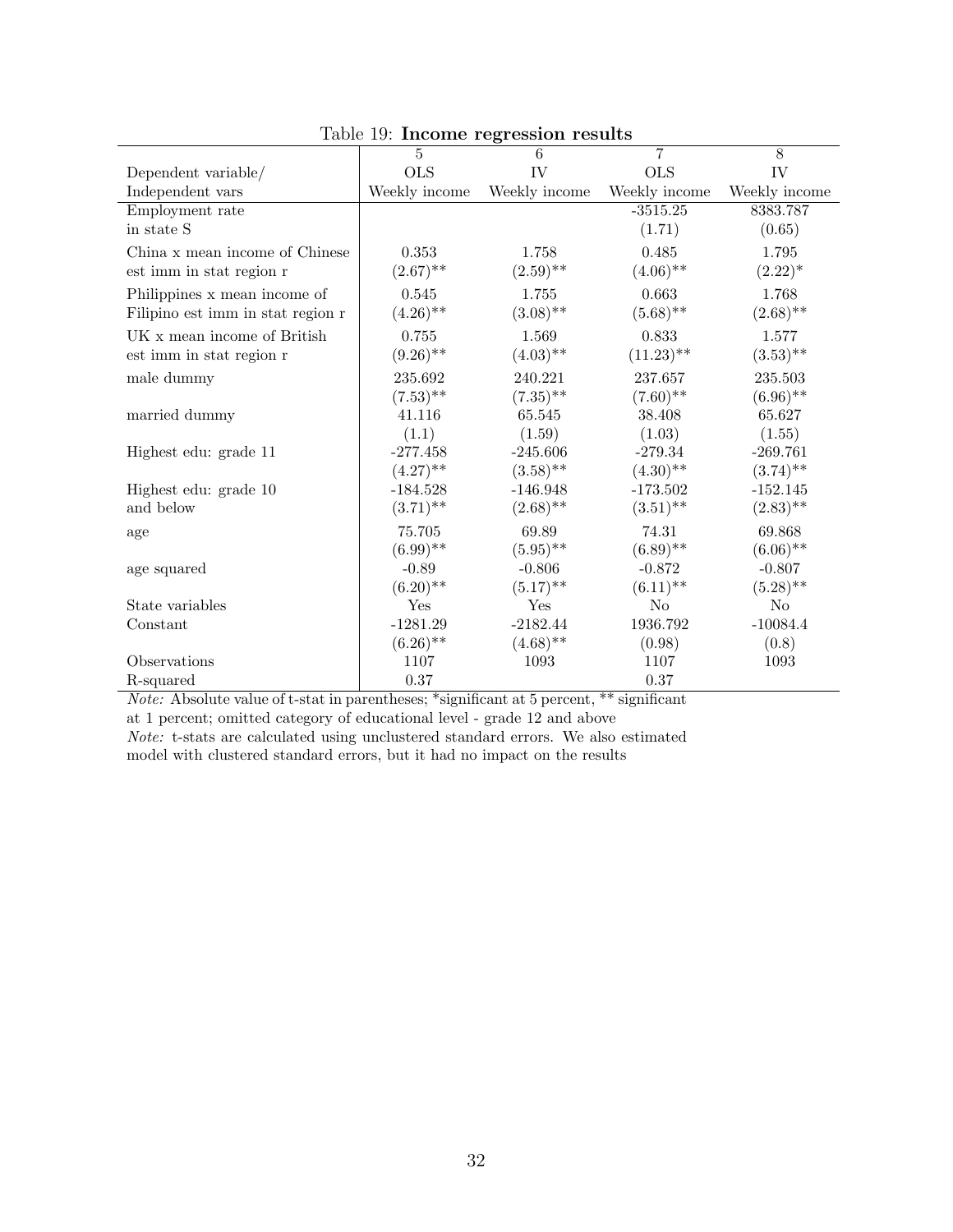Table 19: **Income regression results**

| | 5 | 6 | 7 | 8 |
|---|---|---|---|---|
| Dependent variable/ | OLS | IV | OLS | IV |
| Independent vars | Weekly income | Weekly income | Weekly income | Weekly income |
| Employment rate in state S | | | -3515.25 | 8383.787 |
| | | | (1.71) | (0.65) |
| China x mean income of Chinese est imm in stat region r | 0.353 | 1.758 | 0.485 | 1.795 |
| | (2.67)** | (2.59)** | (4.06)** | (2.22)* |
| Philippines x mean income of Filipino est imm in stat region r | 0.545 | 1.755 | 0.663 | 1.768 |
| | (4.26)** | (3.08)** | (5.68)** | (2.68)** |
| UK x mean income of British est imm in stat region r | 0.755 | 1.569 | 0.833 | 1.577 |
| | (9.26)** | (4.03)** | (11.23)** | (3.53)** |
| male dummy | 235.692 | 240.221 | 237.657 | 235.503 |
| | (7.53)** | (7.35)** | (7.60)** | (6.96)** |
| married dummy | 41.116 | 65.545 | 38.408 | 65.627 |
| | (1.1) | (1.59) | (1.03) | (1.55) |
| Highest edu: grade 11 | -277.458 | -245.606 | -279.34 | -269.761 |
| | (4.27)** | (3.58)** | (4.30)** | (3.74)** |
| Highest edu: grade 10 and below | -184.528 | -146.948 | -173.502 | -152.145 |
| | (3.71)** | (2.68)** | (3.51)** | (2.83)** |
| age | 75.705 | 69.89 | 74.31 | 69.868 |
| | (6.99)** | (5.95)** | (6.89)** | (6.06)** |
| age squared | -0.89 | -0.806 | -0.872 | -0.807 |
| | (6.20)** | (5.17)** | (6.11)** | (5.28)** |
| State variables | Yes | Yes | No | No |
| Constant | -1281.29 | -2182.44 | 1936.792 | -10084.4 |
| | (6.26)** | (4.68)** | (0.98) | (0.8) |
| Observations | 1107 | 1093 | 1107 | 1093 |
| R-squared | 0.37 | | 0.37 | |

*Note:* Absolute value of t-stat in parentheses; *significant at 5 percent, ** significant at 1 percent; omitted category of educational level - grade 12 and above

*Note:* t-stats are calculated using unclustered standard errors. We also estimated model with clustered standard errors, but it had no impact on the results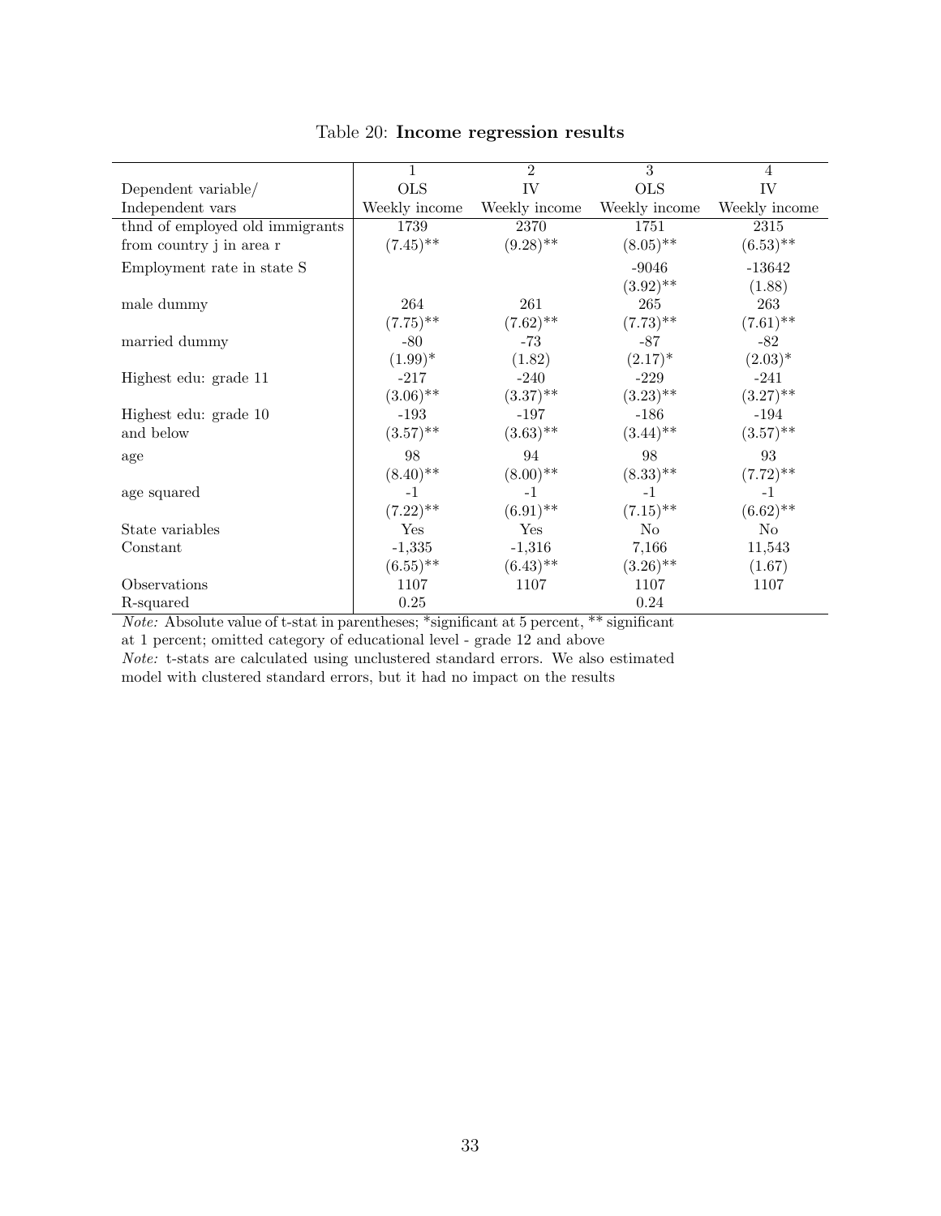Table 20: **Income regression results**

| | 1 | 2 | 3 | 4 |
|---|---|---|---|---|
| Dependent variable/ | OLS | IV | OLS | IV |
| Independent vars | Weekly income | Weekly income | Weekly income | Weekly income |
| thnd of employed old immigrants | 1739 | 2370 | 1751 | 2315 |
| from country j in area r | (7.45)** | (9.28)** | (8.05)** | (6.53)** |
| Employment rate in state S | | | -9046 | -13642 |
| | | | (3.92)** | (1.88) |
| male dummy | 264 | 261 | 265 | 263 |
| | (7.75)** | (7.62)** | (7.73)** | (7.61)** |
| married dummy | -80 | -73 | -87 | -82 |
| | (1.99)* | (1.82) | (2.17)* | (2.03)* |
| Highest edu: grade 11 | -217 | -240 | -229 | -241 |
| | (3.06)** | (3.37)** | (3.23)** | (3.27)** |
| Highest edu: grade 10 | -193 | -197 | -186 | -194 |
| and below | (3.57)** | (3.63)** | (3.44)** | (3.57)** |
| age | 98 | 94 | 98 | 93 |
| | (8.40)** | (8.00)** | (8.33)** | (7.72)** |
| age squared | -1 | -1 | -1 | -1 |
| | (7.22)** | (6.91)** | (7.15)** | (6.62)** |
| State variables | Yes | Yes | No | No |
| Constant | -1,335 | -1,316 | 7,166 | 11,543 |
| | (6.55)** | (6.43)** | (3.26)** | (1.67) |
| Observations | 1107 | 1107 | 1107 | 1107 |
| R-squared | 0.25 | | 0.24 | |

*Note:* Absolute value of t-stat in parentheses; *significant at 5 percent, ** significant at 1 percent; omitted category of educational level - grade 12 and above

*Note:* t-stats are calculated using unclustered standard errors. We also estimated model with clustered standard errors, but it had no impact on the results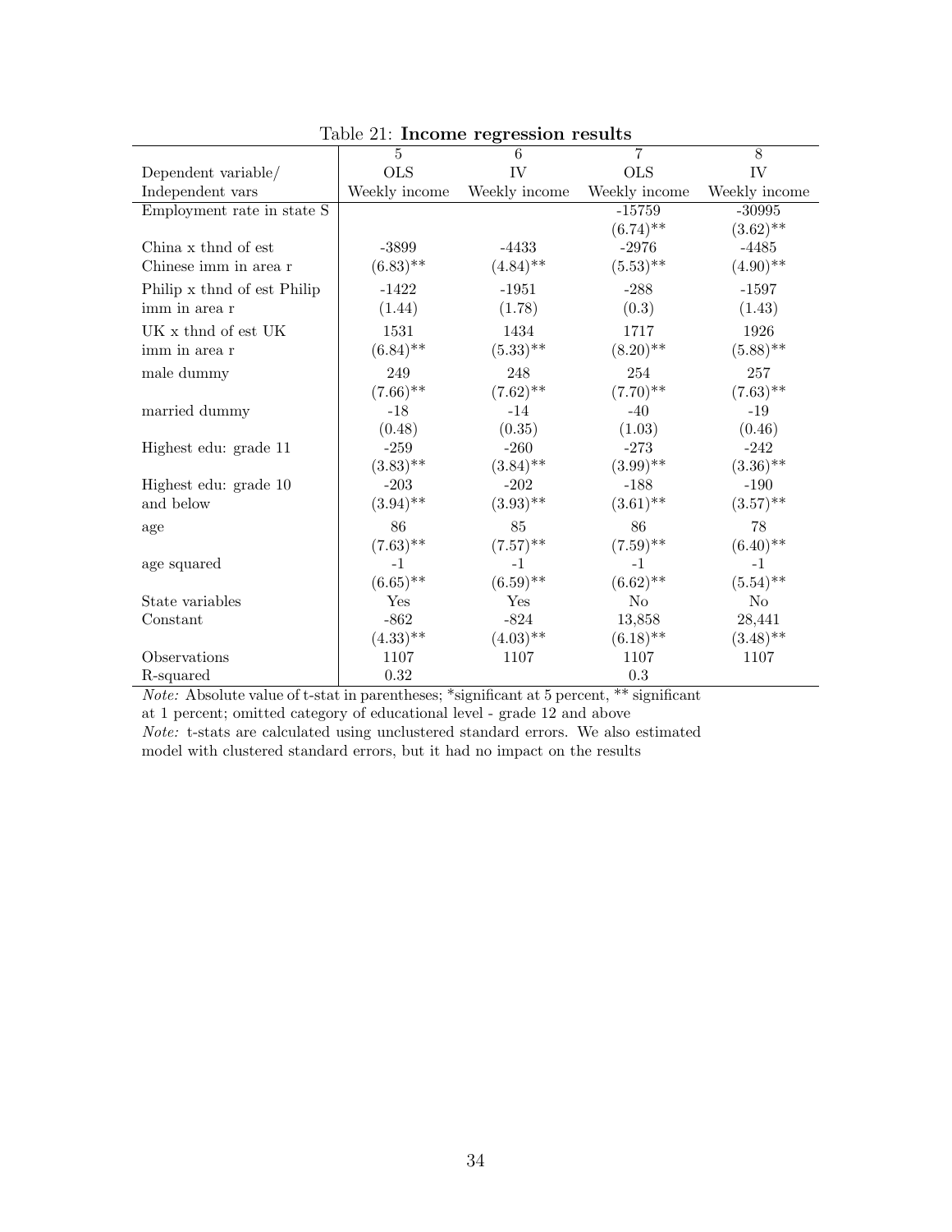Table 21: **Income regression results**

| | 5 | 6 | 7 | 8 |
|---|---|---|---|---|
| Dependent variable/ | OLS | IV | OLS | IV |
| Independent vars | Weekly income | Weekly income | Weekly income | Weekly income |
| Employment rate in state S | | | -15759 | -30995 |
| | | | (6.74)** | (3.62)** |
| China x thnd of est | -3899 | -4433 | -2976 | -4485 |
| Chinese imm in area r | (6.83)** | (4.84)** | (5.53)** | (4.90)** |
| Philip x thnd of est Philip | -1422 | -1951 | -288 | -1597 |
| imm in area r | (1.44) | (1.78) | (0.3) | (1.43) |
| UK x thnd of est UK | 1531 | 1434 | 1717 | 1926 |
| imm in area r | (6.84)** | (5.33)** | (8.20)** | (5.88)** |
| male dummy | 249 | 248 | 254 | 257 |
| | (7.66)** | (7.62)** | (7.70)** | (7.63)** |
| married dummy | -18 | -14 | -40 | -19 |
| | (0.48) | (0.35) | (1.03) | (0.46) |
| Highest edu: grade 11 | -259 | -260 | -273 | -242 |
| | (3.83)** | (3.84)** | (3.99)** | (3.36)** |
| Highest edu: grade 10 | -203 | -202 | -188 | -190 |
| and below | (3.94)** | (3.93)** | (3.61)** | (3.57)** |
| age | 86 | 85 | 86 | 78 |
| | (7.63)** | (7.57)** | (7.59)** | (6.40)** |
| age squared | -1 | -1 | -1 | -1 |
| | (6.65)** | (6.59)** | (6.62)** | (5.54)** |
| State variables | Yes | Yes | No | No |
| Constant | -862 | -824 | 13,858 | 28,441 |
| | (4.33)** | (4.03)** | (6.18)** | (3.48)** |
| Observations | 1107 | 1107 | 1107 | 1107 |
| R-squared | 0.32 | | 0.3 | |

*Note:* Absolute value of t-stat in parentheses; *significant at 5 percent, ** significant at 1 percent; omitted category of educational level - grade 12 and above

*Note:* t-stats are calculated using unclustered standard errors. We also estimated model with clustered standard errors, but it had no impact on the results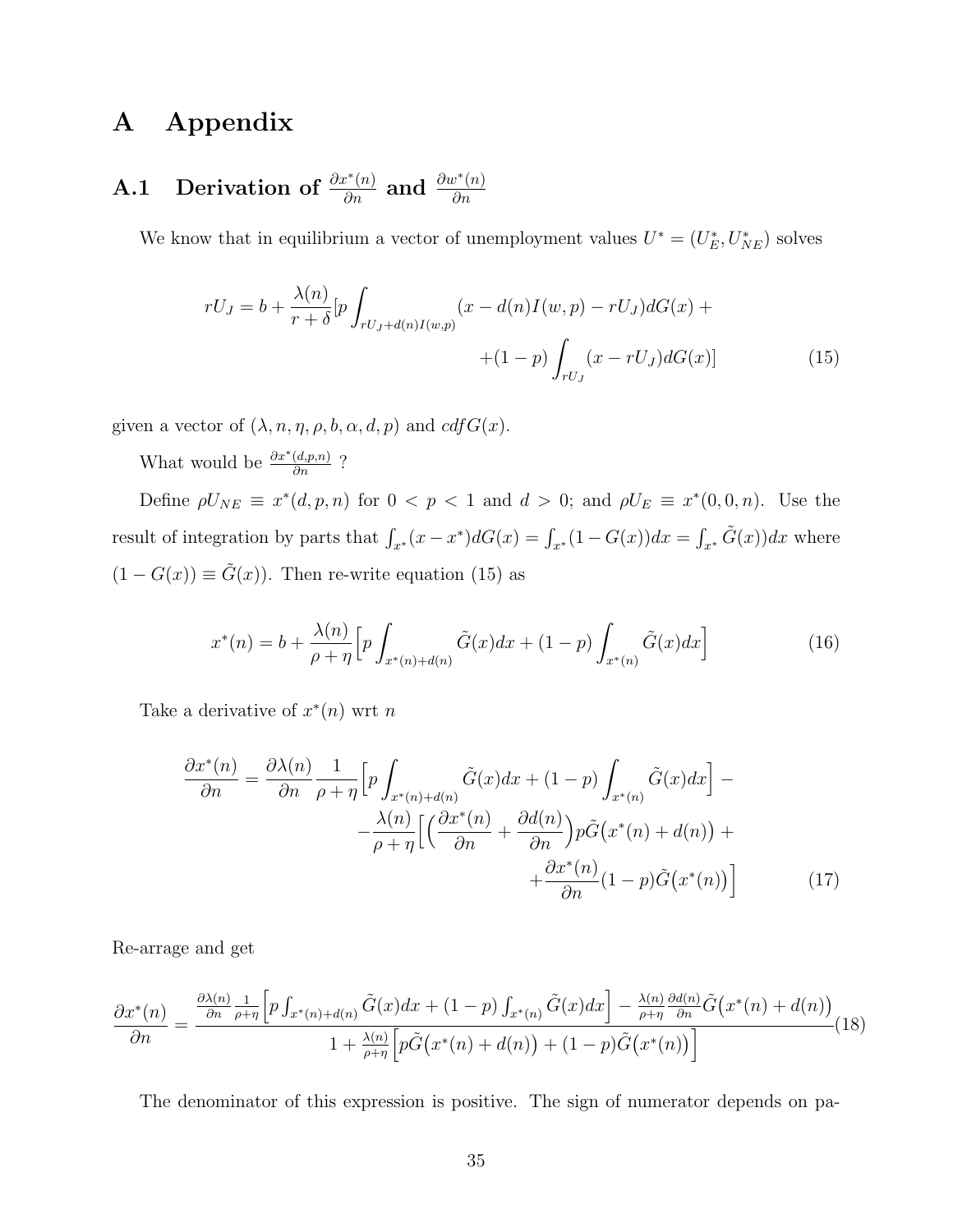# A Appendix

## A.1 Derivation of $\frac{\partial x^*(n)}{\partial n}$ and $\frac{\partial w^*(n)}{\partial n}$

We know that in equilibrium a vector of unemployment values $U^* = (U^*_E, U^*_{NE})$ solves

$$
\begin{aligned}
rU_J = b + \frac{\lambda(n)}{r+\delta}[p \int_{rU_J + d(n)I(w,p)} (x - d(n)I(w,p) - rU_J)dG(x) + \\
+(1-p)\int_{rU_J}(x - rU_J)dG(x)]
\end{aligned}
\tag{15}
$$

given a vector of $(\lambda, n, \eta, \rho, b, \alpha, d, p)$ and $cdf G(x)$.

What would be $\frac{\partial x^*(d,p,n)}{\partial n}$ ?

Define $\rho U_{NE} \equiv x^*(d, p, n)$ for $0 < p < 1$ and $d > 0$; and $\rho U_E \equiv x^*(0, 0, n)$. Use the result of integration by parts that $\int_{x^*}(x - x^*)dG(x) = \int_{x^*}(1 - G(x))dx = \int_{x^*}\tilde{G}(x))dx$ where $(1 - G(x)) \equiv \tilde{G}(x))$. Then re-write equation (15) as

$$
x^*(n) = b + \frac{\lambda(n)}{\rho+\eta}\Big[p\int_{x^*(n)+d(n)}\tilde{G}(x)dx + (1-p)\int_{x^*(n)}\tilde{G}(x)dx\Big]
\tag{16}
$$

Take a derivative of $x^*(n)$ wrt $n$

$$
\begin{aligned}
\frac{\partial x^*(n)}{\partial n} = \frac{\partial \lambda(n)}{\partial n}\frac{1}{\rho+\eta}\Big[p\int_{x^*(n)+d(n)}\tilde{G}(x)dx + (1-p)\int_{x^*(n)}\tilde{G}(x)dx\Big] - \\
-\frac{\lambda(n)}{\rho+\eta}\Big[\Big(\frac{\partial x^*(n)}{\partial n} + \frac{\partial d(n)}{\partial n}\Big)p\tilde{G}\big(x^*(n)+d(n)\big) + \\
+\frac{\partial x^*(n)}{\partial n}(1-p)\tilde{G}\big(x^*(n)\big)\Big]
\end{aligned}
\tag{17}
$$

Re-arrage and get

$$
\frac{\partial x^*(n)}{\partial n} = \frac{\frac{\partial \lambda(n)}{\partial n}\frac{1}{\rho+\eta}\Big[p\int_{x^*(n)+d(n)}\tilde{G}(x)dx + (1-p)\int_{x^*(n)}\tilde{G}(x)dx\Big] - \frac{\lambda(n)}{\rho+\eta}\frac{\partial d(n)}{\partial n}\tilde{G}\big(x^*(n)+d(n)\big)}{1 + \frac{\lambda(n)}{\rho+\eta}\Big[p\tilde{G}\big(x^*(n)+d(n)\big) + (1-p)\tilde{G}\big(x^*(n)\big)\Big]}
\tag{18}
$$

The denominator of this expression is positive. The sign of numerator depends on pa-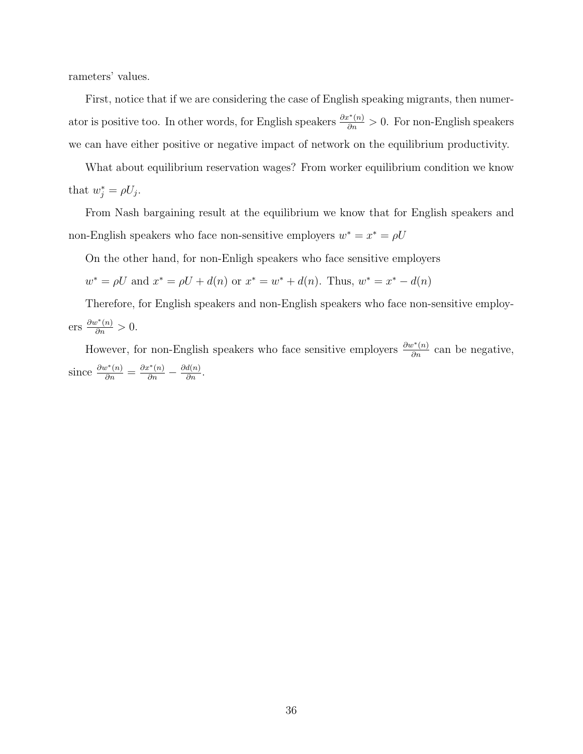rameters' values.

First, notice that if we are considering the case of English speaking migrants, then numerator is positive too. In other words, for English speakers $\frac{\partial x^*(n)}{\partial n} > 0$. For non-English speakers we can have either positive or negative impact of network on the equilibrium productivity.

What about equilibrium reservation wages? From worker equilibrium condition we know that $w_j^* = \rho U_j$.

From Nash bargaining result at the equilibrium we know that for English speakers and non-English speakers who face non-sensitive employers $w^* = x^* = \rho U$

On the other hand, for non-Enligh speakers who face sensitive employers

$w^* = \rho U$ and $x^* = \rho U + d(n)$ or $x^* = w^* + d(n)$. Thus, $w^* = x^* - d(n)$

Therefore, for English speakers and non-English speakers who face non-sensitive employers $\frac{\partial w^*(n)}{\partial n} > 0$.

However, for non-English speakers who face sensitive employers $\frac{\partial w^*(n)}{\partial n}$ can be negative, since $\frac{\partial w^*(n)}{\partial n} = \frac{\partial x^*(n)}{\partial n} - \frac{\partial d(n)}{\partial n}$.